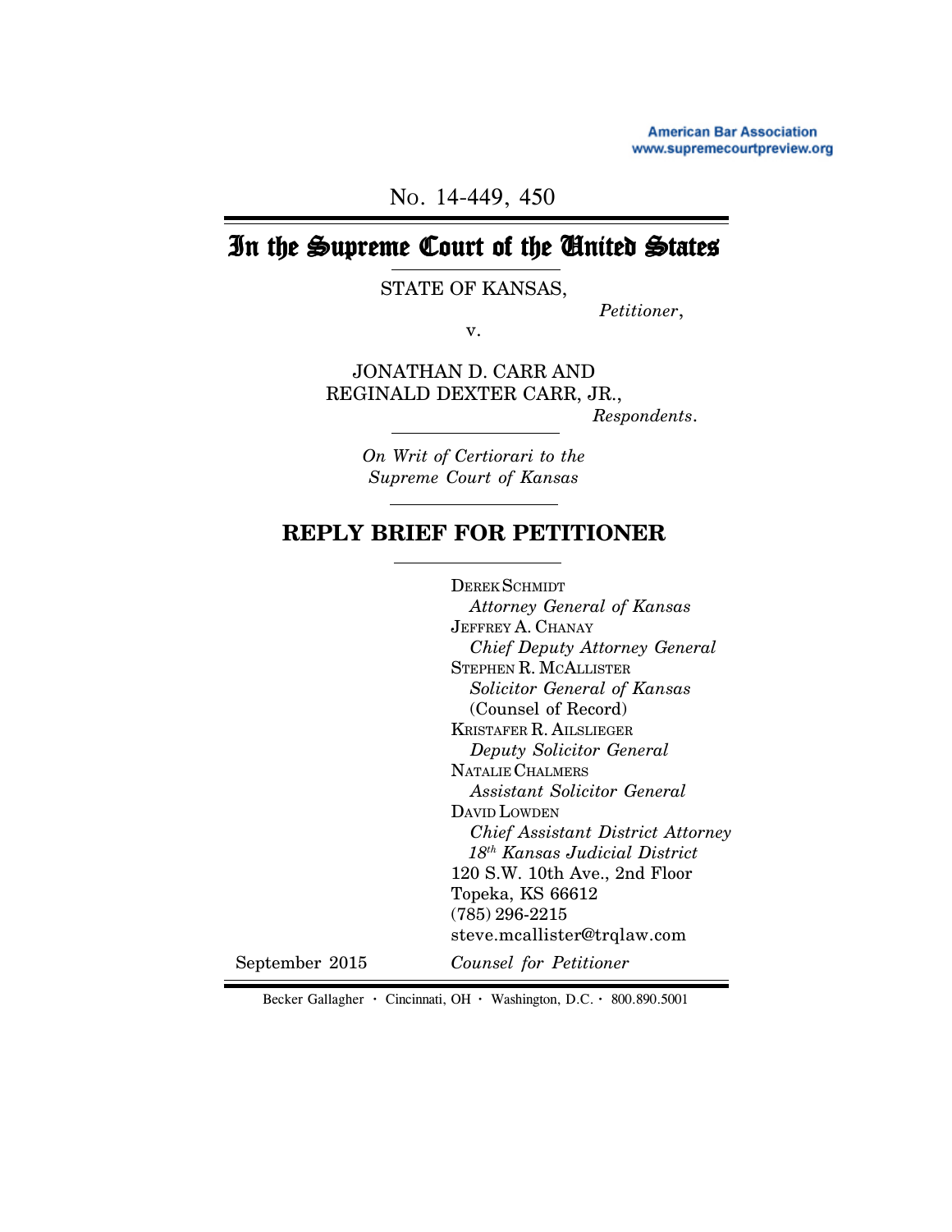American Bar Association
www.supremecourtpreview.org

NO. 14-449, 450

# In the Supreme Court of the United States

STATE OF KANSAS,

*Petitioner*,

v.

JONATHAN D. CARR AND
REGINALD DEXTER CARR, JR.,

*Respondents*.

*On Writ of Certiorari to the*
*Supreme Court of Kansas*

## REPLY BRIEF FOR PETITIONER

DEREK SCHMIDT
*Attorney General of Kansas*
JEFFREY A. CHANAY
*Chief Deputy Attorney General*
STEPHEN R. MCALLISTER
*Solicitor General of Kansas*
(Counsel of Record)
KRISTAFER R. AILSLIEGER
*Deputy Solicitor General*
NATALIE CHALMERS
*Assistant Solicitor General*
DAVID LOWDEN
*Chief Assistant District Attorney*
*18th Kansas Judicial District*
120 S.W. 10th Ave., 2nd Floor
Topeka, KS 66612
(785) 296-2215
steve.mcallister@trqlaw.com

September 2015

*Counsel for Petitioner*

Becker Gallagher · Cincinnati, OH · Washington, D.C. · 800.890.5001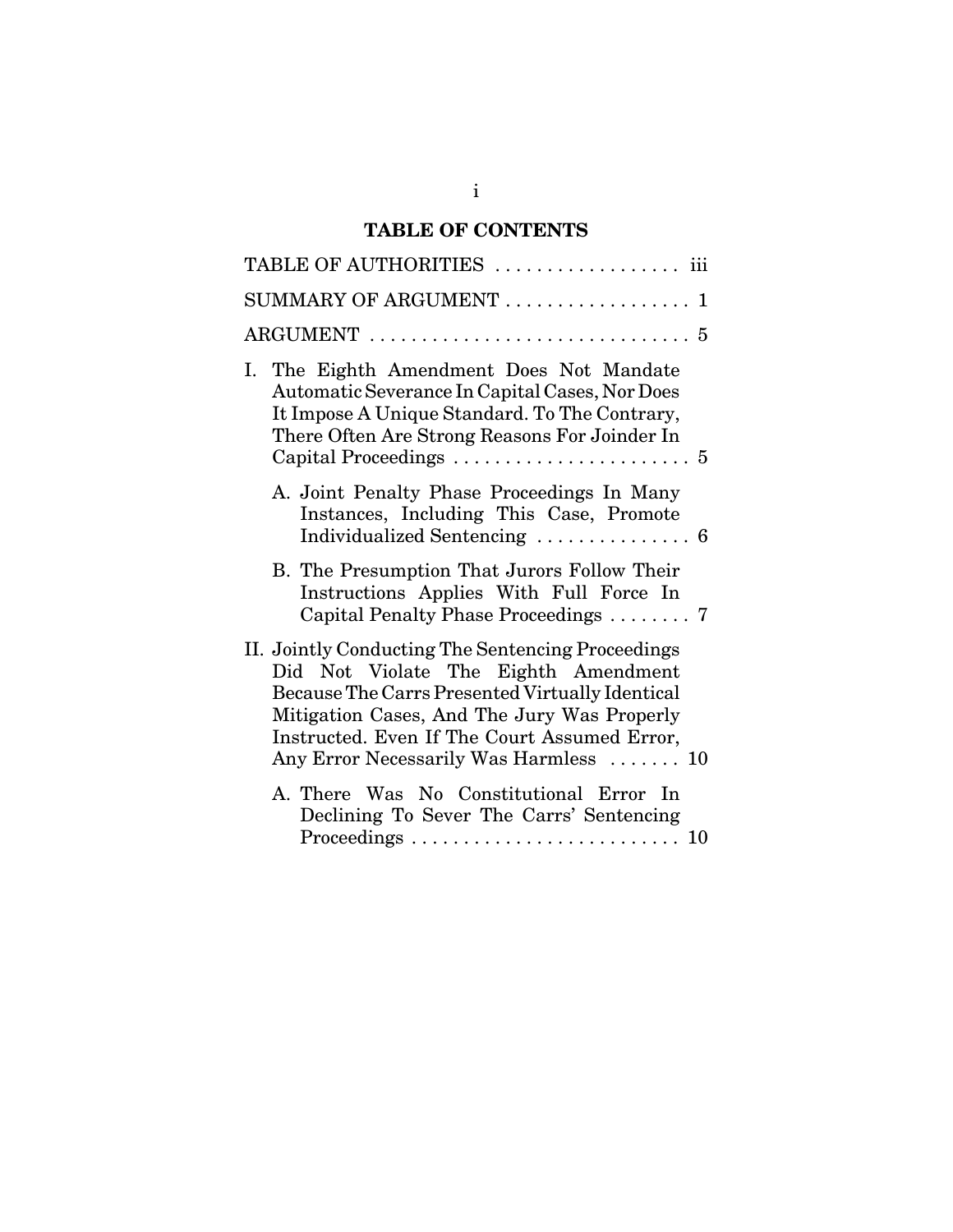# TABLE OF CONTENTS

TABLE OF AUTHORITIES . . . . . . . . . . . . . . . . . . iii

SUMMARY OF ARGUMENT . . . . . . . . . . . . . . . . . . 1

ARGUMENT . . . . . . . . . . . . . . . . . . . . . . . . . . . . . . 5

I. The Eighth Amendment Does Not Mandate Automatic Severance In Capital Cases, Nor Does It Impose A Unique Standard. To The Contrary, There Often Are Strong Reasons For Joinder In Capital Proceedings . . . . . . . . . . . . . . . . . . . . . . . 5

   A. Joint Penalty Phase Proceedings In Many Instances, Including This Case, Promote Individualized Sentencing . . . . . . . . . . . . . . . 6

   B. The Presumption That Jurors Follow Their Instructions Applies With Full Force In Capital Penalty Phase Proceedings . . . . . . . . 7

II. Jointly Conducting The Sentencing Proceedings Did Not Violate The Eighth Amendment Because The Carrs Presented Virtually Identical Mitigation Cases, And The Jury Was Properly Instructed. Even If The Court Assumed Error, Any Error Necessarily Was Harmless . . . . . . . 10

   A. There Was No Constitutional Error In Declining To Sever The Carrs' Sentencing Proceedings . . . . . . . . . . . . . . . . . . . . . . . . . . 10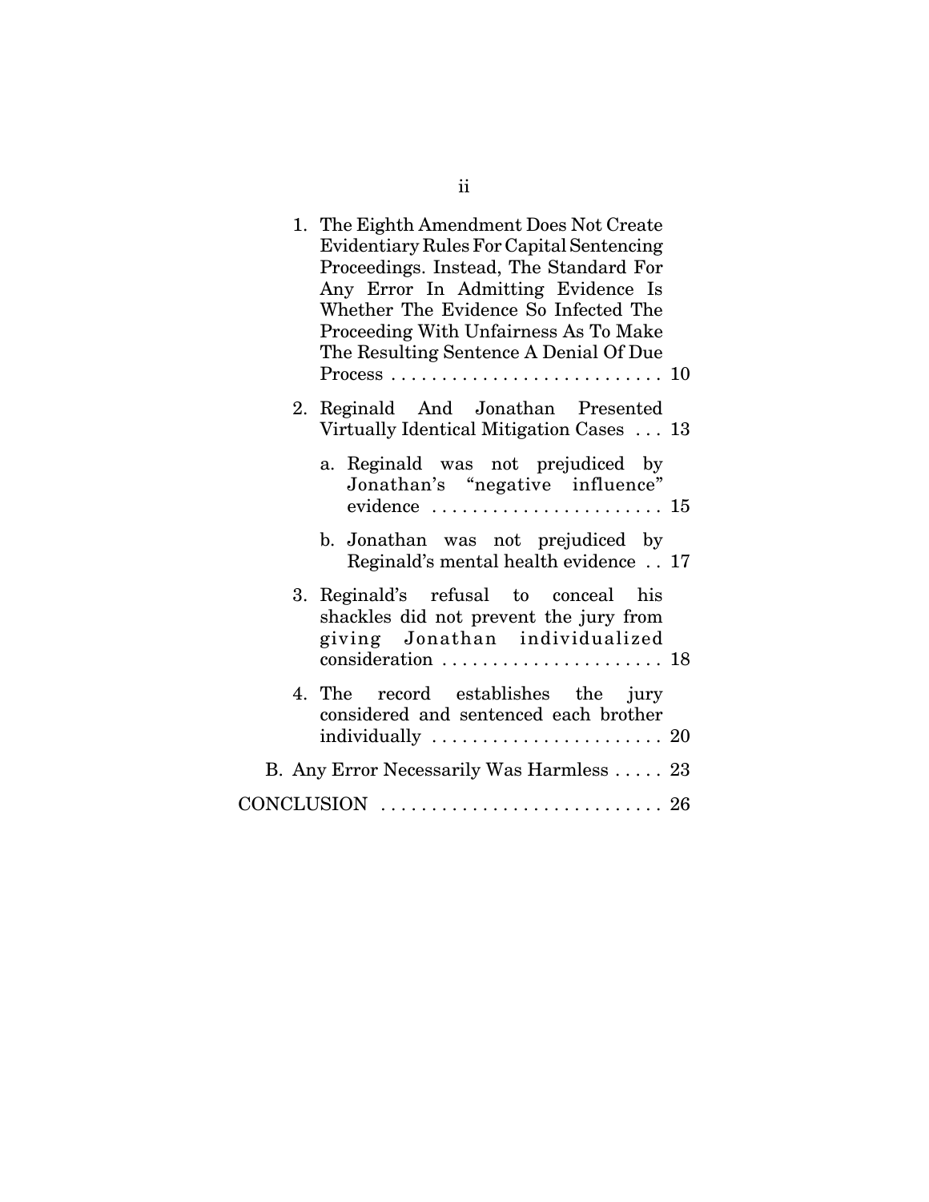1. The Eighth Amendment Does Not Create Evidentiary Rules For Capital Sentencing Proceedings. Instead, The Standard For Any Error In Admitting Evidence Is Whether The Evidence So Infected The Proceeding With Unfairness As To Make The Resulting Sentence A Denial Of Due Process . . . . . . . . . . . . . . . . . . . . . . . . . . . 10

2. Reginald And Jonathan Presented Virtually Identical Mitigation Cases . . . 13

   a. Reginald was not prejudiced by Jonathan's "negative influence" evidence . . . . . . . . . . . . . . . . . . . . . . . 15

   b. Jonathan was not prejudiced by Reginald's mental health evidence . . 17

3. Reginald's refusal to conceal his shackles did not prevent the jury from giving Jonathan individualized consideration . . . . . . . . . . . . . . . . . . . . . . 18

4. The record establishes the jury considered and sentenced each brother individually . . . . . . . . . . . . . . . . . . . . . . . 20

B. Any Error Necessarily Was Harmless . . . . . 23

CONCLUSION . . . . . . . . . . . . . . . . . . . . . . . . . . . . 26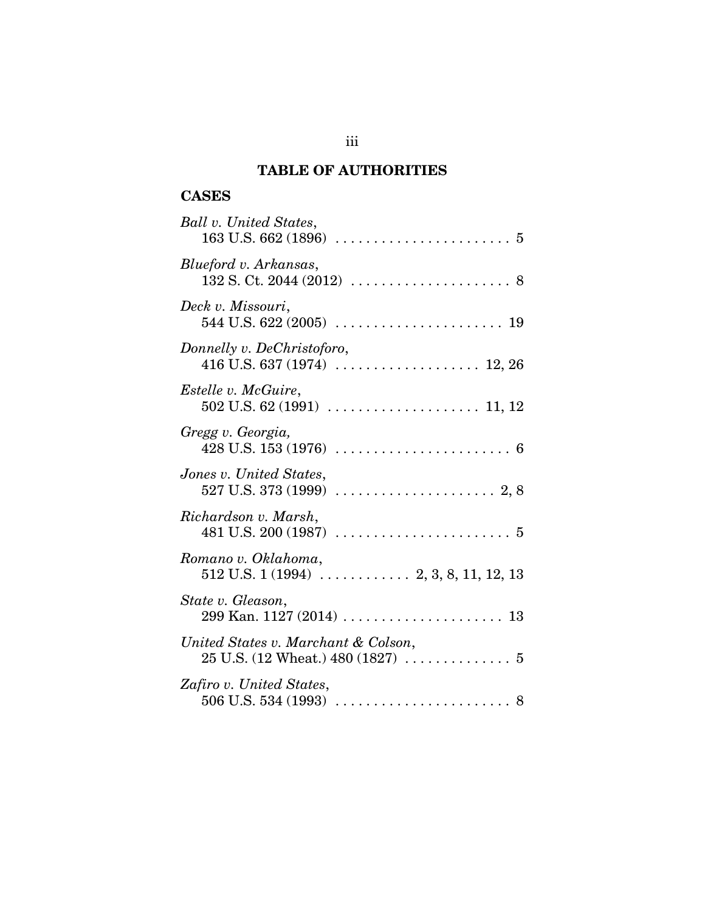## TABLE OF AUTHORITIES

### CASES

*Ball v. United States*,
163 U.S. 662 (1896) . . . . . . . . . . . . . . . . . . . . . . . 5

*Blueford v. Arkansas*,
132 S. Ct. 2044 (2012) . . . . . . . . . . . . . . . . . . . . . 8

*Deck v. Missouri*,
544 U.S. 622 (2005) . . . . . . . . . . . . . . . . . . . . . . 19

*Donnelly v. DeChristoforo*,
416 U.S. 637 (1974) . . . . . . . . . . . . . . . . . . . 12, 26

*Estelle v. McGuire*,
502 U.S. 62 (1991) . . . . . . . . . . . . . . . . . . . . 11, 12

*Gregg v. Georgia,*
428 U.S. 153 (1976) . . . . . . . . . . . . . . . . . . . . . . . 6

*Jones v. United States*,
527 U.S. 373 (1999) . . . . . . . . . . . . . . . . . . . . . 2, 8

*Richardson v. Marsh*,
481 U.S. 200 (1987) . . . . . . . . . . . . . . . . . . . . . . . 5

*Romano v. Oklahoma*,
512 U.S. 1 (1994) . . . . . . . . . . . . 2, 3, 8, 11, 12, 13

*State v. Gleason*,
299 Kan. 1127 (2014) . . . . . . . . . . . . . . . . . . . . . 13

*United States v. Marchant & Colson*,
25 U.S. (12 Wheat.) 480 (1827) . . . . . . . . . . . . . . 5

*Zafiro v. United States*,
506 U.S. 534 (1993) . . . . . . . . . . . . . . . . . . . . . . . 8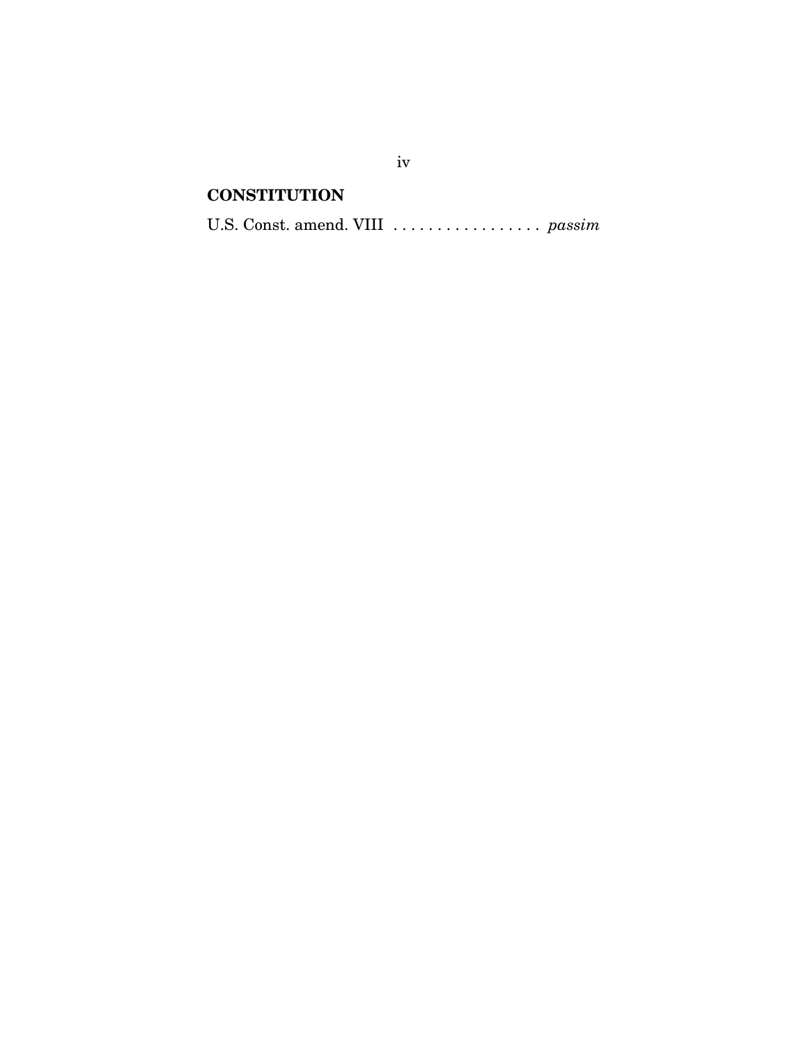**CONSTITUTION**

U.S. Const. amend. VIII . . . . . . . . . . . . . . . . . *passim*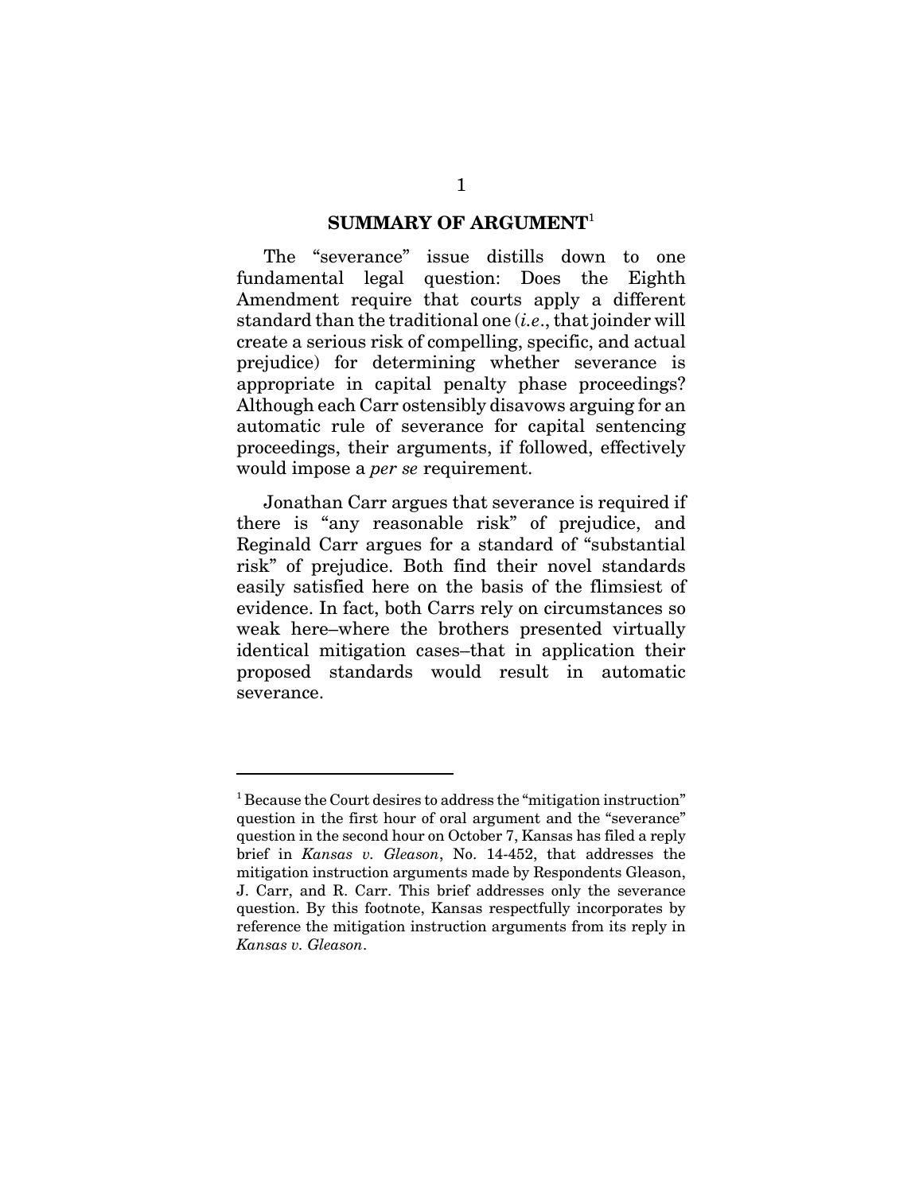## SUMMARY OF ARGUMENT[1]

The "severance" issue distills down to one fundamental legal question: Does the Eighth Amendment require that courts apply a different standard than the traditional one (*i.e.*, that joinder will create a serious risk of compelling, specific, and actual prejudice) for determining whether severance is appropriate in capital penalty phase proceedings? Although each Carr ostensibly disavows arguing for an automatic rule of severance for capital sentencing proceedings, their arguments, if followed, effectively would impose a *per se* requirement.

Jonathan Carr argues that severance is required if there is "any reasonable risk" of prejudice, and Reginald Carr argues for a standard of "substantial risk" of prejudice. Both find their novel standards easily satisfied here on the basis of the flimsiest of evidence. In fact, both Carrs rely on circumstances so weak here–where the brothers presented virtually identical mitigation cases–that in application their proposed standards would result in automatic severance.

---

[1] Because the Court desires to address the "mitigation instruction" question in the first hour of oral argument and the "severance" question in the second hour on October 7, Kansas has filed a reply brief in *Kansas v. Gleason*, No. 14-452, that addresses the mitigation instruction arguments made by Respondents Gleason, J. Carr, and R. Carr. This brief addresses only the severance question. By this footnote, Kansas respectfully incorporates by reference the mitigation instruction arguments from its reply in *Kansas v. Gleason*.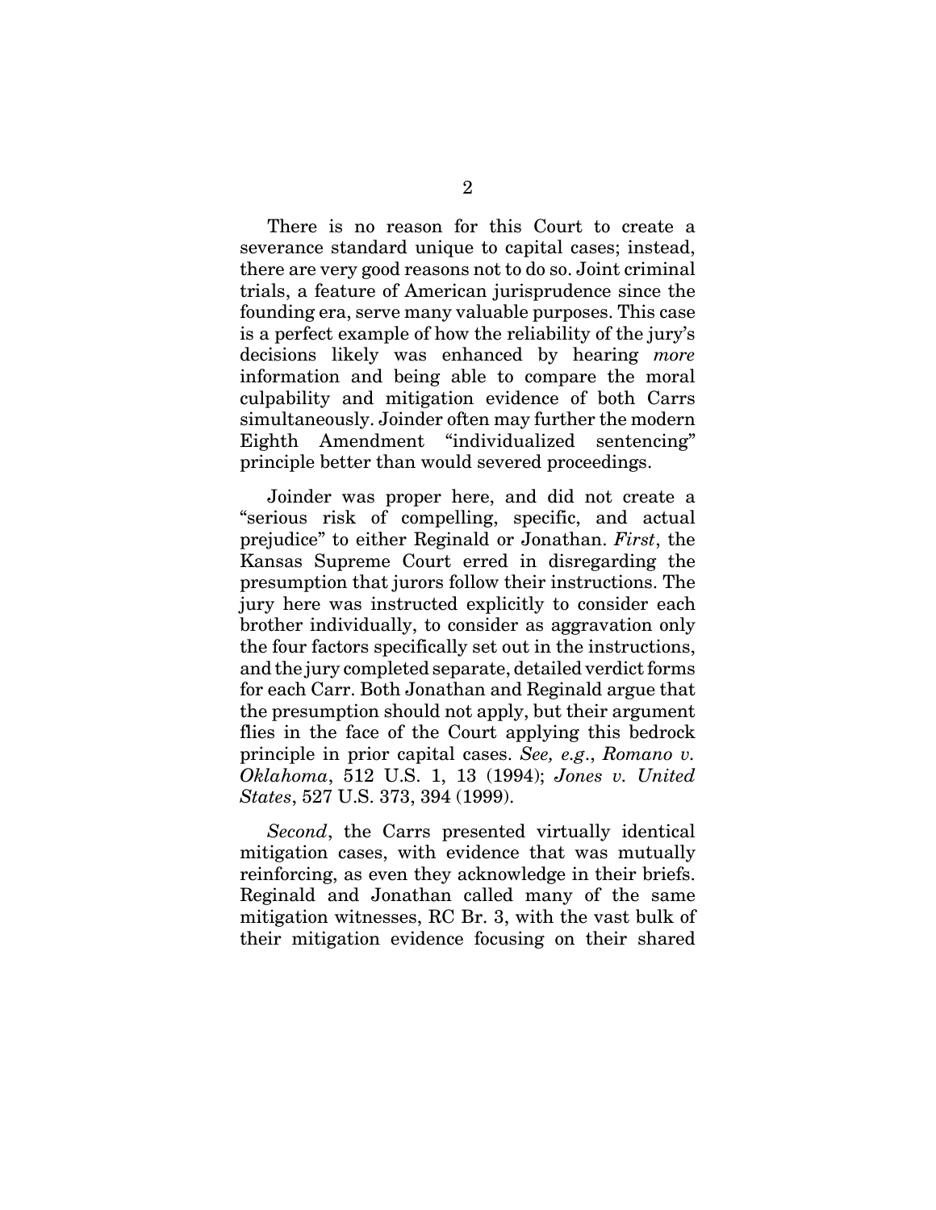There is no reason for this Court to create a severance standard unique to capital cases; instead, there are very good reasons not to do so. Joint criminal trials, a feature of American jurisprudence since the founding era, serve many valuable purposes. This case is a perfect example of how the reliability of the jury's decisions likely was enhanced by hearing *more* information and being able to compare the moral culpability and mitigation evidence of both Carrs simultaneously. Joinder often may further the modern Eighth Amendment "individualized sentencing" principle better than would severed proceedings.

Joinder was proper here, and did not create a "serious risk of compelling, specific, and actual prejudice" to either Reginald or Jonathan. *First*, the Kansas Supreme Court erred in disregarding the presumption that jurors follow their instructions. The jury here was instructed explicitly to consider each brother individually, to consider as aggravation only the four factors specifically set out in the instructions, and the jury completed separate, detailed verdict forms for each Carr. Both Jonathan and Reginald argue that the presumption should not apply, but their argument flies in the face of the Court applying this bedrock principle in prior capital cases. *See, e.g.*, *Romano v. Oklahoma*, 512 U.S. 1, 13 (1994); *Jones v. United States*, 527 U.S. 373, 394 (1999).

*Second*, the Carrs presented virtually identical mitigation cases, with evidence that was mutually reinforcing, as even they acknowledge in their briefs. Reginald and Jonathan called many of the same mitigation witnesses, RC Br. 3, with the vast bulk of their mitigation evidence focusing on their shared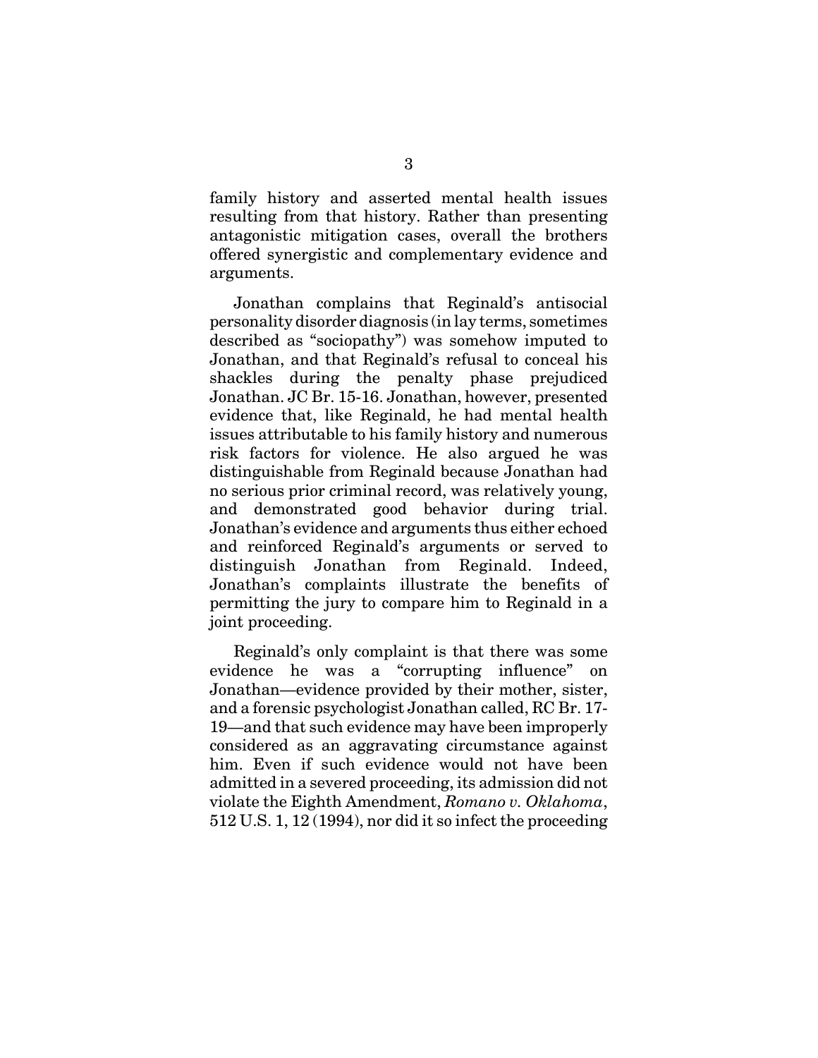family history and asserted mental health issues resulting from that history. Rather than presenting antagonistic mitigation cases, overall the brothers offered synergistic and complementary evidence and arguments.

Jonathan complains that Reginald's antisocial personality disorder diagnosis (in lay terms, sometimes described as "sociopathy") was somehow imputed to Jonathan, and that Reginald's refusal to conceal his shackles during the penalty phase prejudiced Jonathan. JC Br. 15-16. Jonathan, however, presented evidence that, like Reginald, he had mental health issues attributable to his family history and numerous risk factors for violence. He also argued he was distinguishable from Reginald because Jonathan had no serious prior criminal record, was relatively young, and demonstrated good behavior during trial. Jonathan's evidence and arguments thus either echoed and reinforced Reginald's arguments or served to distinguish Jonathan from Reginald. Indeed, Jonathan's complaints illustrate the benefits of permitting the jury to compare him to Reginald in a joint proceeding.

Reginald's only complaint is that there was some evidence he was a "corrupting influence" on Jonathan—evidence provided by their mother, sister, and a forensic psychologist Jonathan called, RC Br. 17-19—and that such evidence may have been improperly considered as an aggravating circumstance against him. Even if such evidence would not have been admitted in a severed proceeding, its admission did not violate the Eighth Amendment, *Romano v. Oklahoma*, 512 U.S. 1, 12 (1994), nor did it so infect the proceeding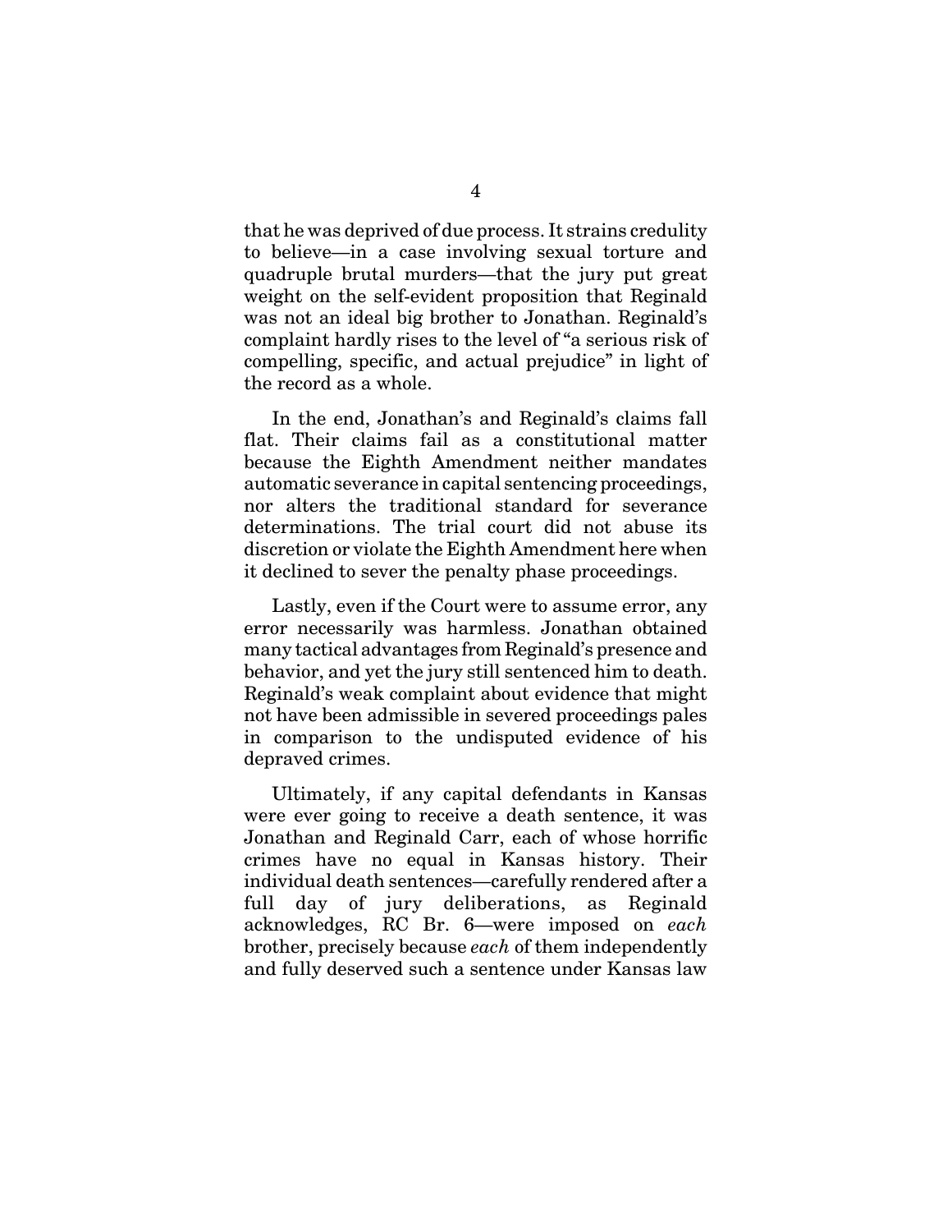that he was deprived of due process. It strains credulity to believe—in a case involving sexual torture and quadruple brutal murders—that the jury put great weight on the self-evident proposition that Reginald was not an ideal big brother to Jonathan. Reginald's complaint hardly rises to the level of "a serious risk of compelling, specific, and actual prejudice" in light of the record as a whole.

In the end, Jonathan's and Reginald's claims fall flat. Their claims fail as a constitutional matter because the Eighth Amendment neither mandates automatic severance in capital sentencing proceedings, nor alters the traditional standard for severance determinations. The trial court did not abuse its discretion or violate the Eighth Amendment here when it declined to sever the penalty phase proceedings.

Lastly, even if the Court were to assume error, any error necessarily was harmless. Jonathan obtained many tactical advantages from Reginald's presence and behavior, and yet the jury still sentenced him to death. Reginald's weak complaint about evidence that might not have been admissible in severed proceedings pales in comparison to the undisputed evidence of his depraved crimes.

Ultimately, if any capital defendants in Kansas were ever going to receive a death sentence, it was Jonathan and Reginald Carr, each of whose horrific crimes have no equal in Kansas history. Their individual death sentences—carefully rendered after a full day of jury deliberations, as Reginald acknowledges, RC Br. 6—were imposed on *each* brother, precisely because *each* of them independently and fully deserved such a sentence under Kansas law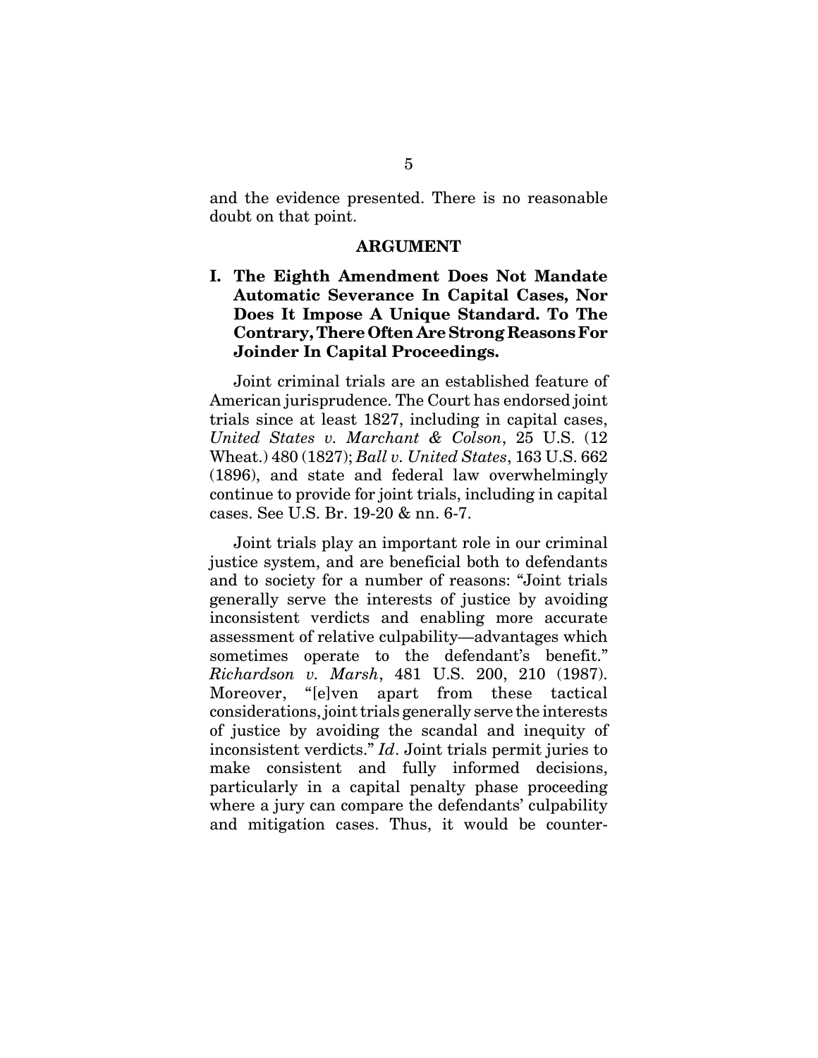and the evidence presented. There is no reasonable doubt on that point.

## ARGUMENT

### I. The Eighth Amendment Does Not Mandate Automatic Severance In Capital Cases, Nor Does It Impose A Unique Standard. To The Contrary, There Often Are Strong Reasons For Joinder In Capital Proceedings.

Joint criminal trials are an established feature of American jurisprudence. The Court has endorsed joint trials since at least 1827, including in capital cases, *United States v. Marchant & Colson*, 25 U.S. (12 Wheat.) 480 (1827); *Ball v. United States*, 163 U.S. 662 (1896), and state and federal law overwhelmingly continue to provide for joint trials, including in capital cases. See U.S. Br. 19-20 & nn. 6-7.

Joint trials play an important role in our criminal justice system, and are beneficial both to defendants and to society for a number of reasons: "Joint trials generally serve the interests of justice by avoiding inconsistent verdicts and enabling more accurate assessment of relative culpability—advantages which sometimes operate to the defendant's benefit." *Richardson v. Marsh*, 481 U.S. 200, 210 (1987). Moreover, "[e]ven apart from these tactical considerations, joint trials generally serve the interests of justice by avoiding the scandal and inequity of inconsistent verdicts." *Id*. Joint trials permit juries to make consistent and fully informed decisions, particularly in a capital penalty phase proceeding where a jury can compare the defendants' culpability and mitigation cases. Thus, it would be counter-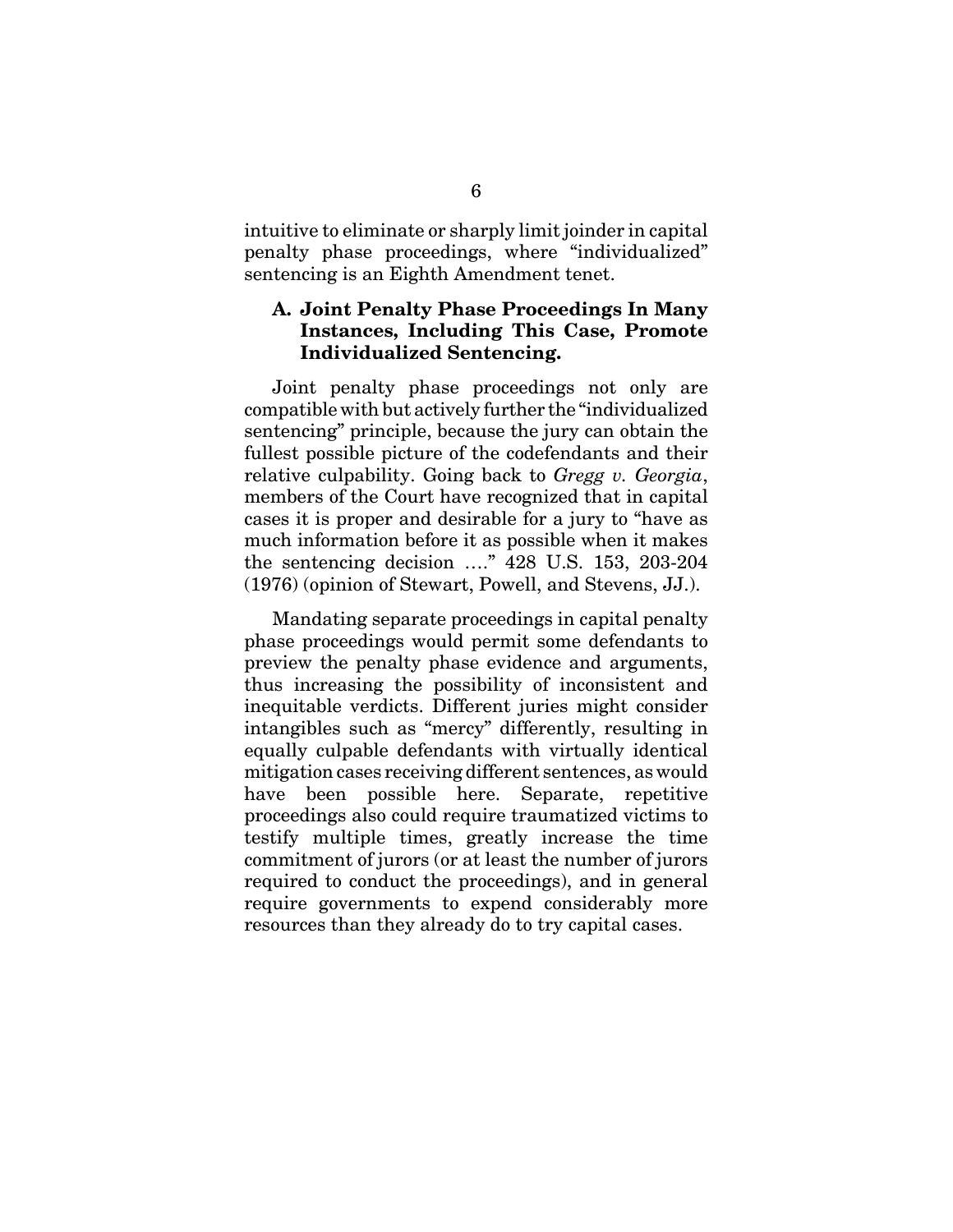intuitive to eliminate or sharply limit joinder in capital penalty phase proceedings, where "individualized" sentencing is an Eighth Amendment tenet.

### A. Joint Penalty Phase Proceedings In Many Instances, Including This Case, Promote Individualized Sentencing.

Joint penalty phase proceedings not only are compatible with but actively further the "individualized sentencing" principle, because the jury can obtain the fullest possible picture of the codefendants and their relative culpability. Going back to *Gregg v. Georgia*, members of the Court have recognized that in capital cases it is proper and desirable for a jury to "have as much information before it as possible when it makes the sentencing decision …." 428 U.S. 153, 203-204 (1976) (opinion of Stewart, Powell, and Stevens, JJ.).

Mandating separate proceedings in capital penalty phase proceedings would permit some defendants to preview the penalty phase evidence and arguments, thus increasing the possibility of inconsistent and inequitable verdicts. Different juries might consider intangibles such as "mercy" differently, resulting in equally culpable defendants with virtually identical mitigation cases receiving different sentences, as would have been possible here. Separate, repetitive proceedings also could require traumatized victims to testify multiple times, greatly increase the time commitment of jurors (or at least the number of jurors required to conduct the proceedings), and in general require governments to expend considerably more resources than they already do to try capital cases.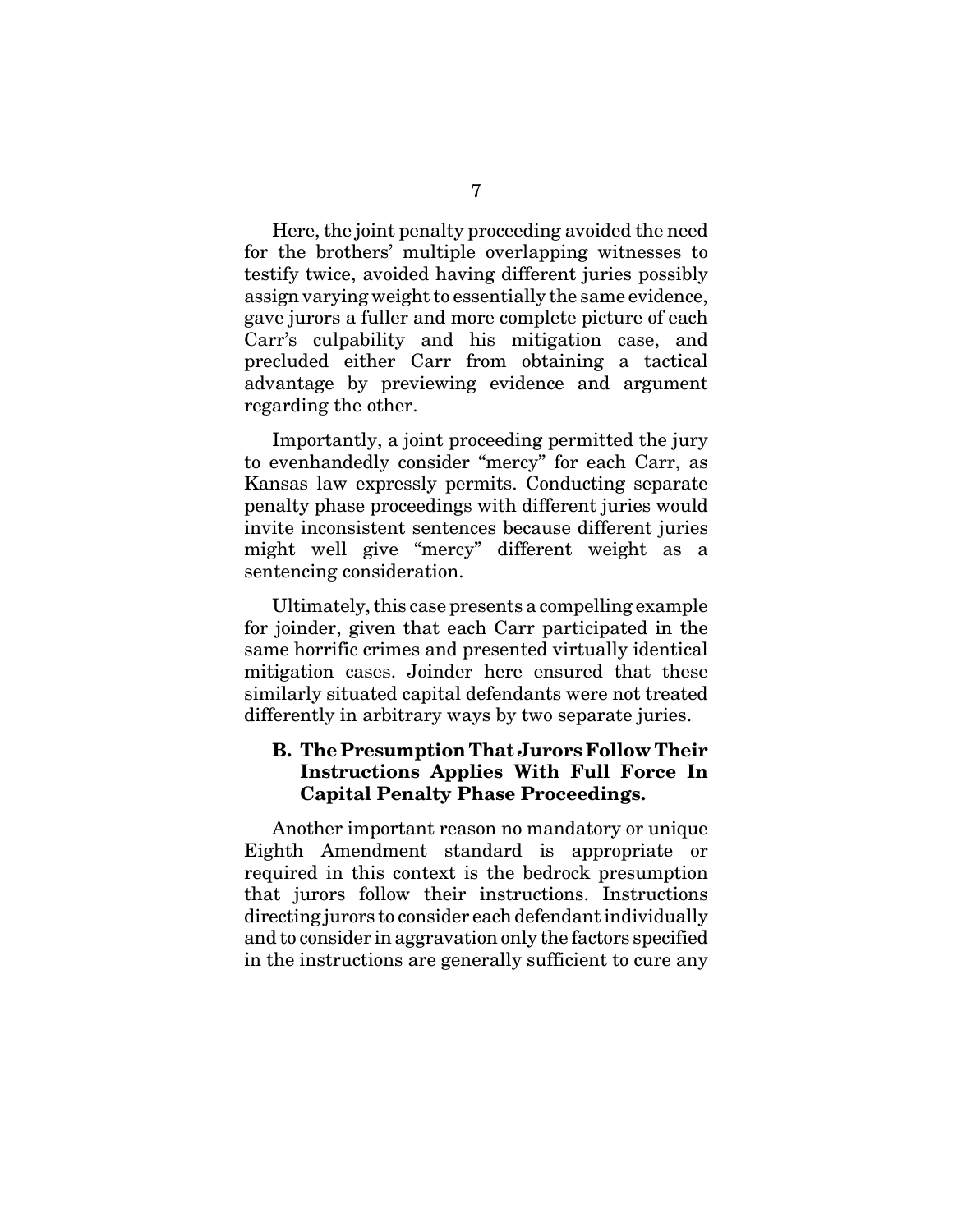Here, the joint penalty proceeding avoided the need for the brothers' multiple overlapping witnesses to testify twice, avoided having different juries possibly assign varying weight to essentially the same evidence, gave jurors a fuller and more complete picture of each Carr's culpability and his mitigation case, and precluded either Carr from obtaining a tactical advantage by previewing evidence and argument regarding the other.

Importantly, a joint proceeding permitted the jury to evenhandedly consider "mercy" for each Carr, as Kansas law expressly permits. Conducting separate penalty phase proceedings with different juries would invite inconsistent sentences because different juries might well give "mercy" different weight as a sentencing consideration.

Ultimately, this case presents a compelling example for joinder, given that each Carr participated in the same horrific crimes and presented virtually identical mitigation cases. Joinder here ensured that these similarly situated capital defendants were not treated differently in arbitrary ways by two separate juries.

### B. The Presumption That Jurors Follow Their Instructions Applies With Full Force In Capital Penalty Phase Proceedings.

Another important reason no mandatory or unique Eighth Amendment standard is appropriate or required in this context is the bedrock presumption that jurors follow their instructions. Instructions directing jurors to consider each defendant individually and to consider in aggravation only the factors specified in the instructions are generally sufficient to cure any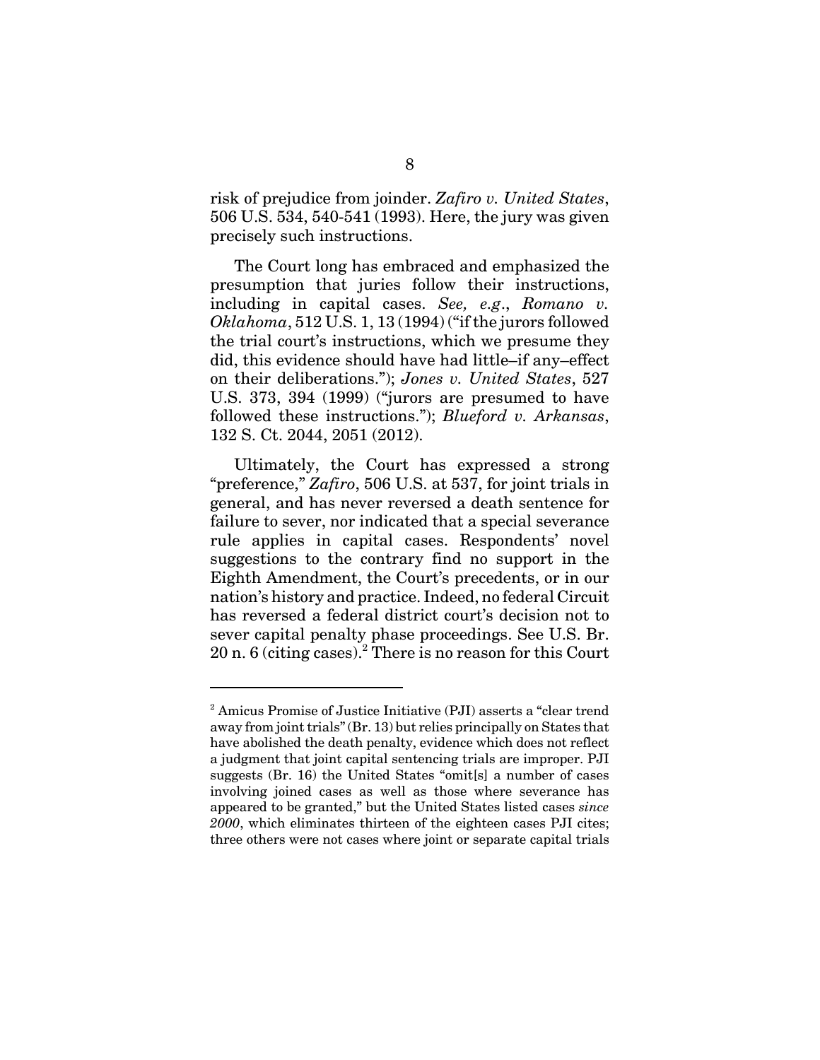risk of prejudice from joinder. *Zafiro v. United States*, 506 U.S. 534, 540-541 (1993). Here, the jury was given precisely such instructions.

The Court long has embraced and emphasized the presumption that juries follow their instructions, including in capital cases. *See, e.g.*, *Romano v. Oklahoma*, 512 U.S. 1, 13 (1994) ("if the jurors followed the trial court's instructions, which we presume they did, this evidence should have had little–if any–effect on their deliberations."); *Jones v. United States*, 527 U.S. 373, 394 (1999) ("jurors are presumed to have followed these instructions."); *Blueford v. Arkansas*, 132 S. Ct. 2044, 2051 (2012).

Ultimately, the Court has expressed a strong "preference," *Zafiro*, 506 U.S. at 537, for joint trials in general, and has never reversed a death sentence for failure to sever, nor indicated that a special severance rule applies in capital cases. Respondents' novel suggestions to the contrary find no support in the Eighth Amendment, the Court's precedents, or in our nation's history and practice. Indeed, no federal Circuit has reversed a federal district court's decision not to sever capital penalty phase proceedings. See U.S. Br. 20 n. 6 (citing cases).[2] There is no reason for this Court

---

[2] Amicus Promise of Justice Initiative (PJI) asserts a "clear trend away from joint trials" (Br. 13) but relies principally on States that have abolished the death penalty, evidence which does not reflect a judgment that joint capital sentencing trials are improper. PJI suggests (Br. 16) the United States "omit[s] a number of cases involving joined cases as well as those where severance has appeared to be granted," but the United States listed cases *since 2000*, which eliminates thirteen of the eighteen cases PJI cites; three others were not cases where joint or separate capital trials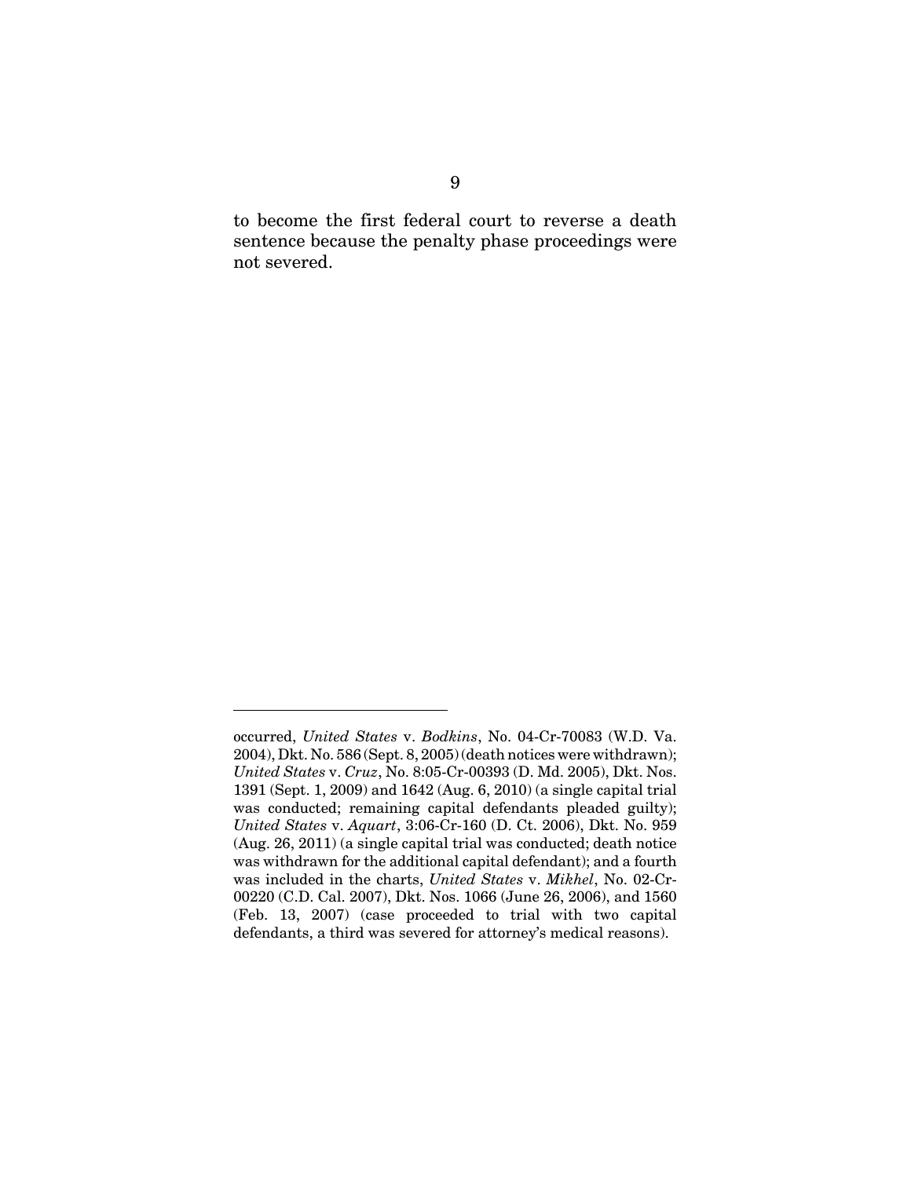to become the first federal court to reverse a death sentence because the penalty phase proceedings were not severed.

---

occurred, *United States* v. *Bodkins*, No. 04-Cr-70083 (W.D. Va. 2004), Dkt. No. 586 (Sept. 8, 2005) (death notices were withdrawn); *United States* v. *Cruz*, No. 8:05-Cr-00393 (D. Md. 2005), Dkt. Nos. 1391 (Sept. 1, 2009) and 1642 (Aug. 6, 2010) (a single capital trial was conducted; remaining capital defendants pleaded guilty); *United States* v. *Aquart*, 3:06-Cr-160 (D. Ct. 2006), Dkt. No. 959 (Aug. 26, 2011) (a single capital trial was conducted; death notice was withdrawn for the additional capital defendant); and a fourth was included in the charts, *United States* v. *Mikhel*, No. 02-Cr-00220 (C.D. Cal. 2007), Dkt. Nos. 1066 (June 26, 2006), and 1560 (Feb. 13, 2007) (case proceeded to trial with two capital defendants, a third was severed for attorney's medical reasons).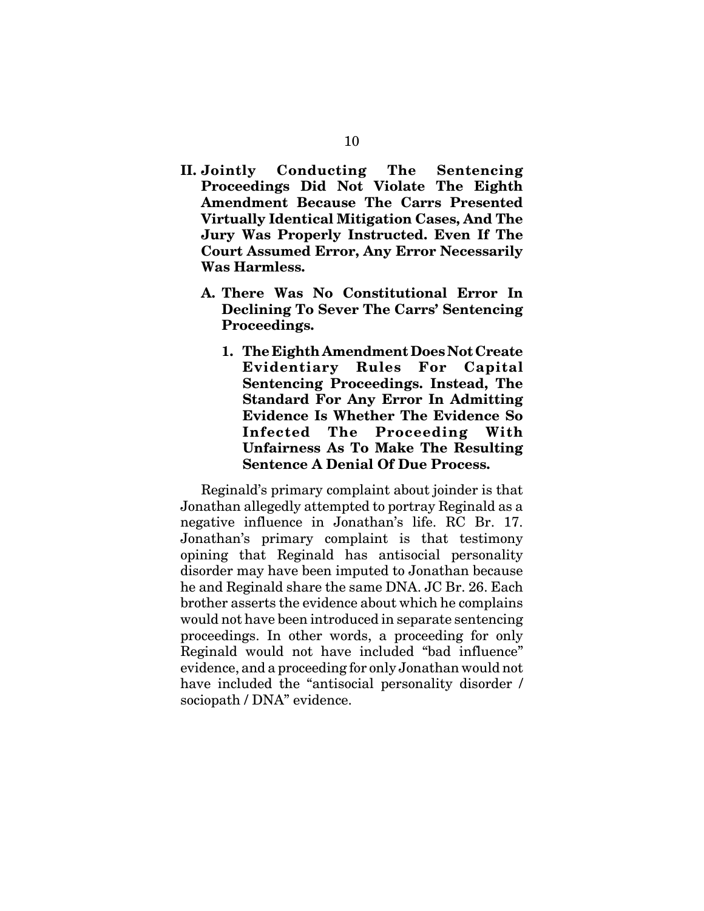## II. Jointly Conducting The Sentencing Proceedings Did Not Violate The Eighth Amendment Because The Carrs Presented Virtually Identical Mitigation Cases, And The Jury Was Properly Instructed. Even If The Court Assumed Error, Any Error Necessarily Was Harmless.

### A. There Was No Constitutional Error In Declining To Sever The Carrs' Sentencing Proceedings.

#### 1. The Eighth Amendment Does Not Create Evidentiary Rules For Capital Sentencing Proceedings. Instead, The Standard For Any Error In Admitting Evidence Is Whether The Evidence So Infected The Proceeding With Unfairness As To Make The Resulting Sentence A Denial Of Due Process.

Reginald's primary complaint about joinder is that Jonathan allegedly attempted to portray Reginald as a negative influence in Jonathan's life. RC Br. 17. Jonathan's primary complaint is that testimony opining that Reginald has antisocial personality disorder may have been imputed to Jonathan because he and Reginald share the same DNA. JC Br. 26. Each brother asserts the evidence about which he complains would not have been introduced in separate sentencing proceedings. In other words, a proceeding for only Reginald would not have included "bad influence" evidence, and a proceeding for only Jonathan would not have included the "antisocial personality disorder / sociopath / DNA" evidence.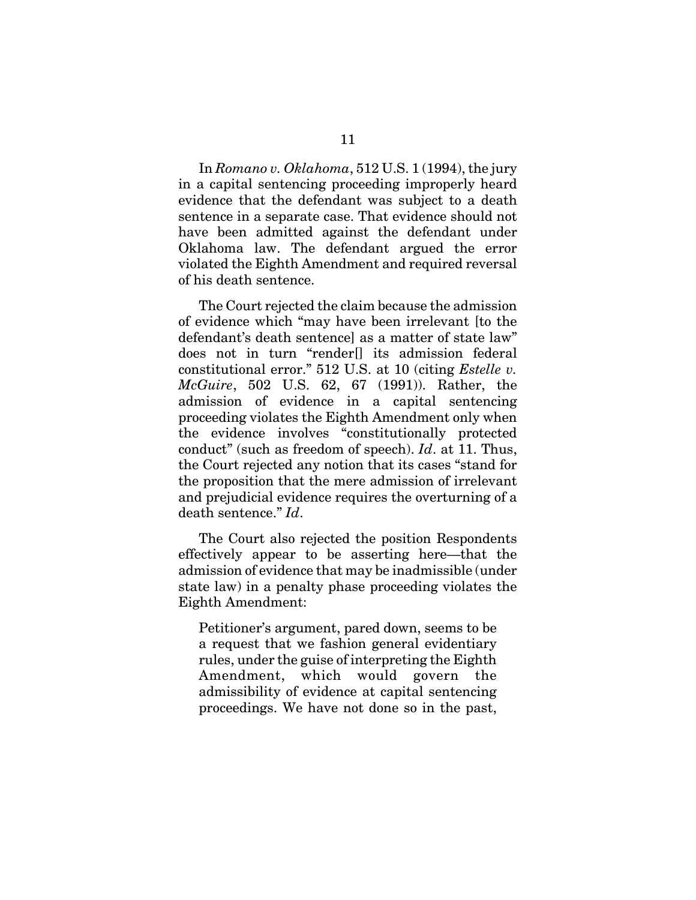In *Romano v. Oklahoma*, 512 U.S. 1 (1994), the jury in a capital sentencing proceeding improperly heard evidence that the defendant was subject to a death sentence in a separate case. That evidence should not have been admitted against the defendant under Oklahoma law. The defendant argued the error violated the Eighth Amendment and required reversal of his death sentence.

The Court rejected the claim because the admission of evidence which "may have been irrelevant [to the defendant's death sentence] as a matter of state law" does not in turn "render[] its admission federal constitutional error." 512 U.S. at 10 (citing *Estelle v. McGuire*, 502 U.S. 62, 67 (1991)). Rather, the admission of evidence in a capital sentencing proceeding violates the Eighth Amendment only when the evidence involves "constitutionally protected conduct" (such as freedom of speech). *Id*. at 11. Thus, the Court rejected any notion that its cases "stand for the proposition that the mere admission of irrelevant and prejudicial evidence requires the overturning of a death sentence." *Id*.

The Court also rejected the position Respondents effectively appear to be asserting here—that the admission of evidence that may be inadmissible (under state law) in a penalty phase proceeding violates the Eighth Amendment:

> Petitioner's argument, pared down, seems to be a request that we fashion general evidentiary rules, under the guise of interpreting the Eighth Amendment, which would govern the admissibility of evidence at capital sentencing proceedings. We have not done so in the past,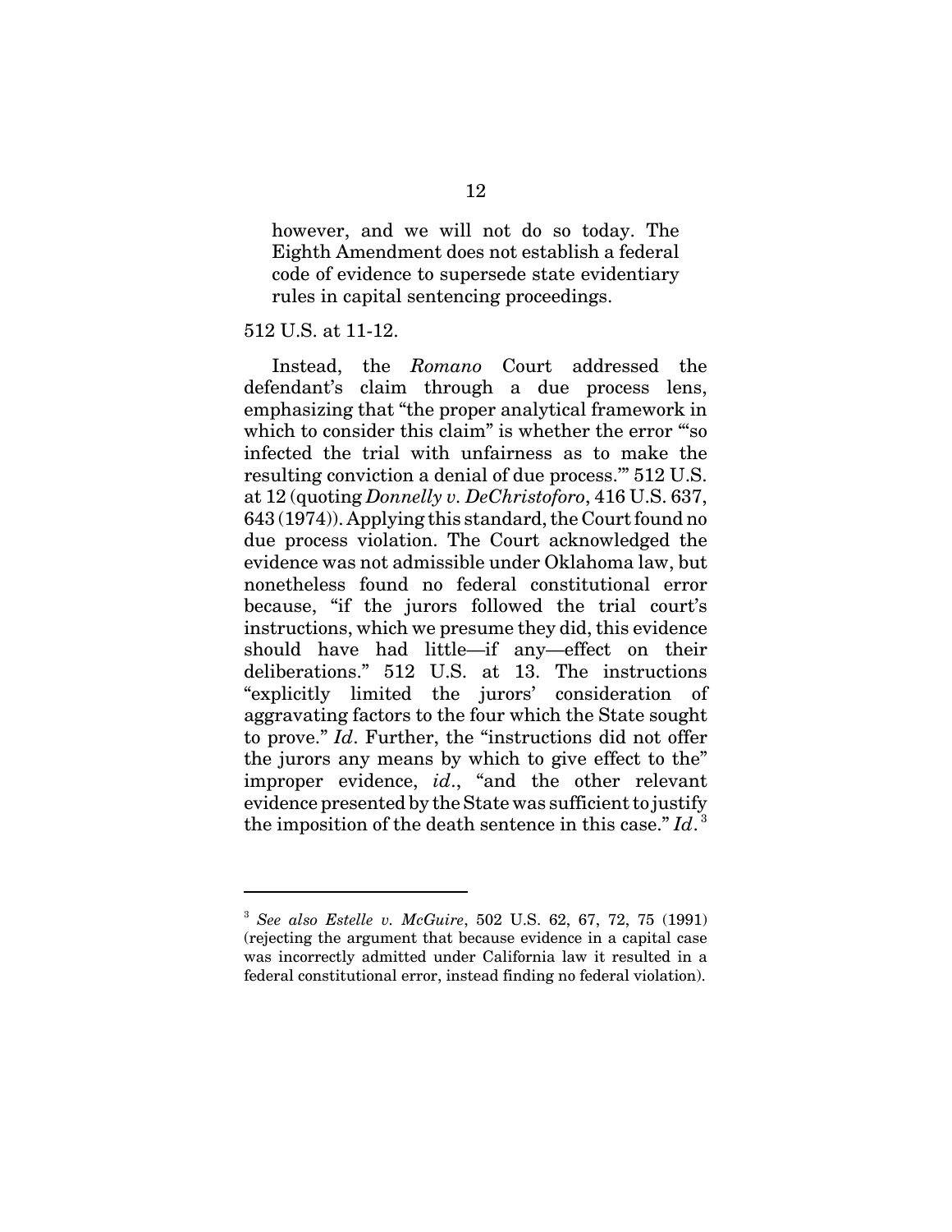> however, and we will not do so today. The Eighth Amendment does not establish a federal code of evidence to supersede state evidentiary rules in capital sentencing proceedings.

512 U.S. at 11-12.

Instead, the *Romano* Court addressed the defendant's claim through a due process lens, emphasizing that "the proper analytical framework in which to consider this claim" is whether the error "'so infected the trial with unfairness as to make the resulting conviction a denial of due process.'" 512 U.S. at 12 (quoting *Donnelly v. DeChristoforo*, 416 U.S. 637, 643 (1974)). Applying this standard, the Court found no due process violation. The Court acknowledged the evidence was not admissible under Oklahoma law, but nonetheless found no federal constitutional error because, "if the jurors followed the trial court's instructions, which we presume they did, this evidence should have had little—if any—effect on their deliberations." 512 U.S. at 13. The instructions "explicitly limited the jurors' consideration of aggravating factors to the four which the State sought to prove." *Id*. Further, the "instructions did not offer the jurors any means by which to give effect to the" improper evidence, *id*., "and the other relevant evidence presented by the State was sufficient to justify the imposition of the death sentence in this case." *Id*.[3]

---

[3] *See also Estelle v. McGuire*, 502 U.S. 62, 67, 72, 75 (1991) (rejecting the argument that because evidence in a capital case was incorrectly admitted under California law it resulted in a federal constitutional error, instead finding no federal violation).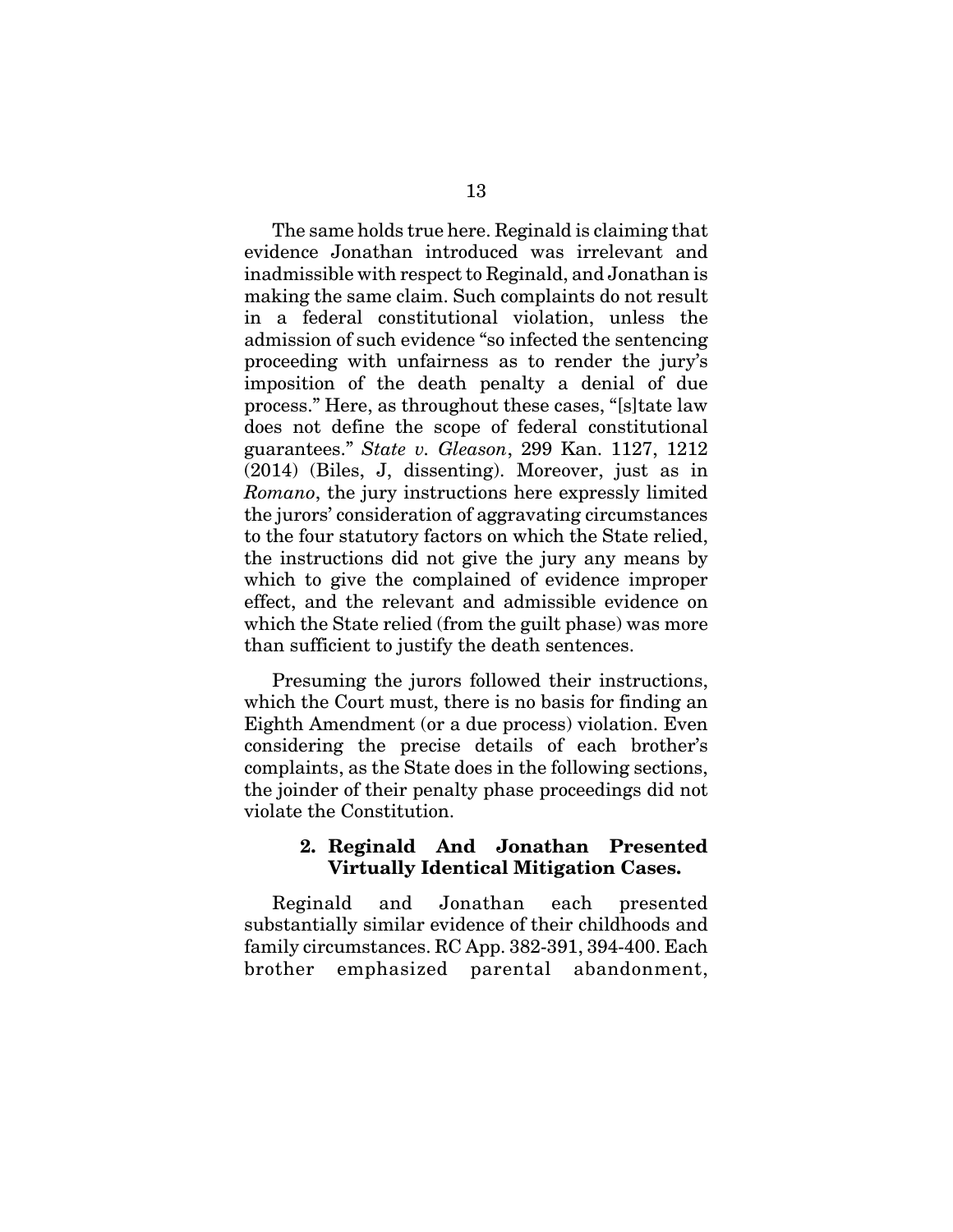The same holds true here. Reginald is claiming that evidence Jonathan introduced was irrelevant and inadmissible with respect to Reginald, and Jonathan is making the same claim. Such complaints do not result in a federal constitutional violation, unless the admission of such evidence "so infected the sentencing proceeding with unfairness as to render the jury's imposition of the death penalty a denial of due process." Here, as throughout these cases, "[s]tate law does not define the scope of federal constitutional guarantees." *State v. Gleason*, 299 Kan. 1127, 1212 (2014) (Biles, J, dissenting). Moreover, just as in *Romano*, the jury instructions here expressly limited the jurors' consideration of aggravating circumstances to the four statutory factors on which the State relied, the instructions did not give the jury any means by which to give the complained of evidence improper effect, and the relevant and admissible evidence on which the State relied (from the guilt phase) was more than sufficient to justify the death sentences.

Presuming the jurors followed their instructions, which the Court must, there is no basis for finding an Eighth Amendment (or a due process) violation. Even considering the precise details of each brother's complaints, as the State does in the following sections, the joinder of their penalty phase proceedings did not violate the Constitution.

### 2. Reginald And Jonathan Presented Virtually Identical Mitigation Cases.

Reginald and Jonathan each presented substantially similar evidence of their childhoods and family circumstances. RC App. 382-391, 394-400. Each brother emphasized parental abandonment,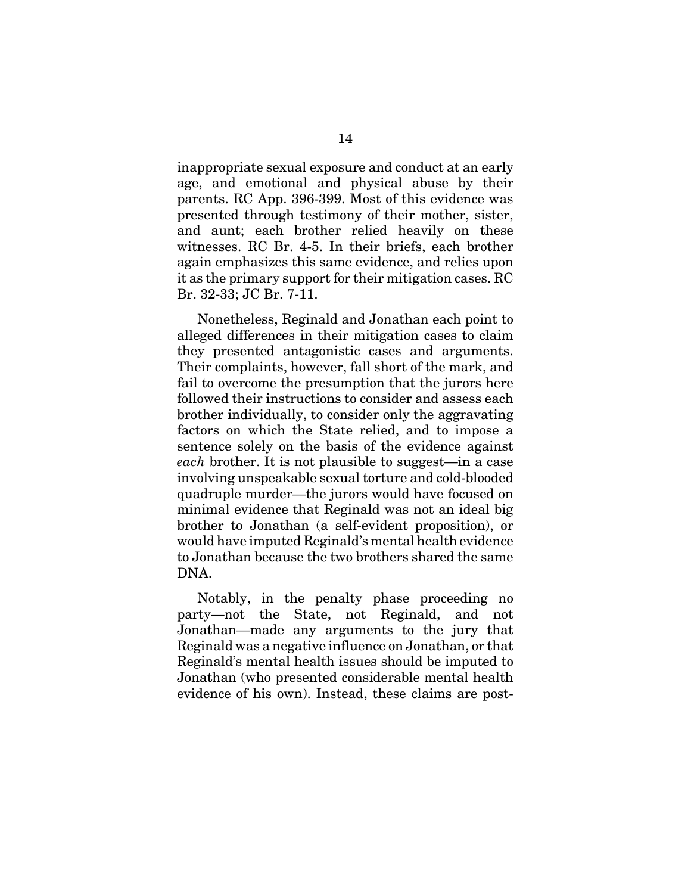inappropriate sexual exposure and conduct at an early age, and emotional and physical abuse by their parents. RC App. 396-399. Most of this evidence was presented through testimony of their mother, sister, and aunt; each brother relied heavily on these witnesses. RC Br. 4-5. In their briefs, each brother again emphasizes this same evidence, and relies upon it as the primary support for their mitigation cases. RC Br. 32-33; JC Br. 7-11.

Nonetheless, Reginald and Jonathan each point to alleged differences in their mitigation cases to claim they presented antagonistic cases and arguments. Their complaints, however, fall short of the mark, and fail to overcome the presumption that the jurors here followed their instructions to consider and assess each brother individually, to consider only the aggravating factors on which the State relied, and to impose a sentence solely on the basis of the evidence against *each* brother. It is not plausible to suggest—in a case involving unspeakable sexual torture and cold-blooded quadruple murder—the jurors would have focused on minimal evidence that Reginald was not an ideal big brother to Jonathan (a self-evident proposition), or would have imputed Reginald's mental health evidence to Jonathan because the two brothers shared the same DNA.

Notably, in the penalty phase proceeding no party—not the State, not Reginald, and not Jonathan—made any arguments to the jury that Reginald was a negative influence on Jonathan, or that Reginald's mental health issues should be imputed to Jonathan (who presented considerable mental health evidence of his own). Instead, these claims are post-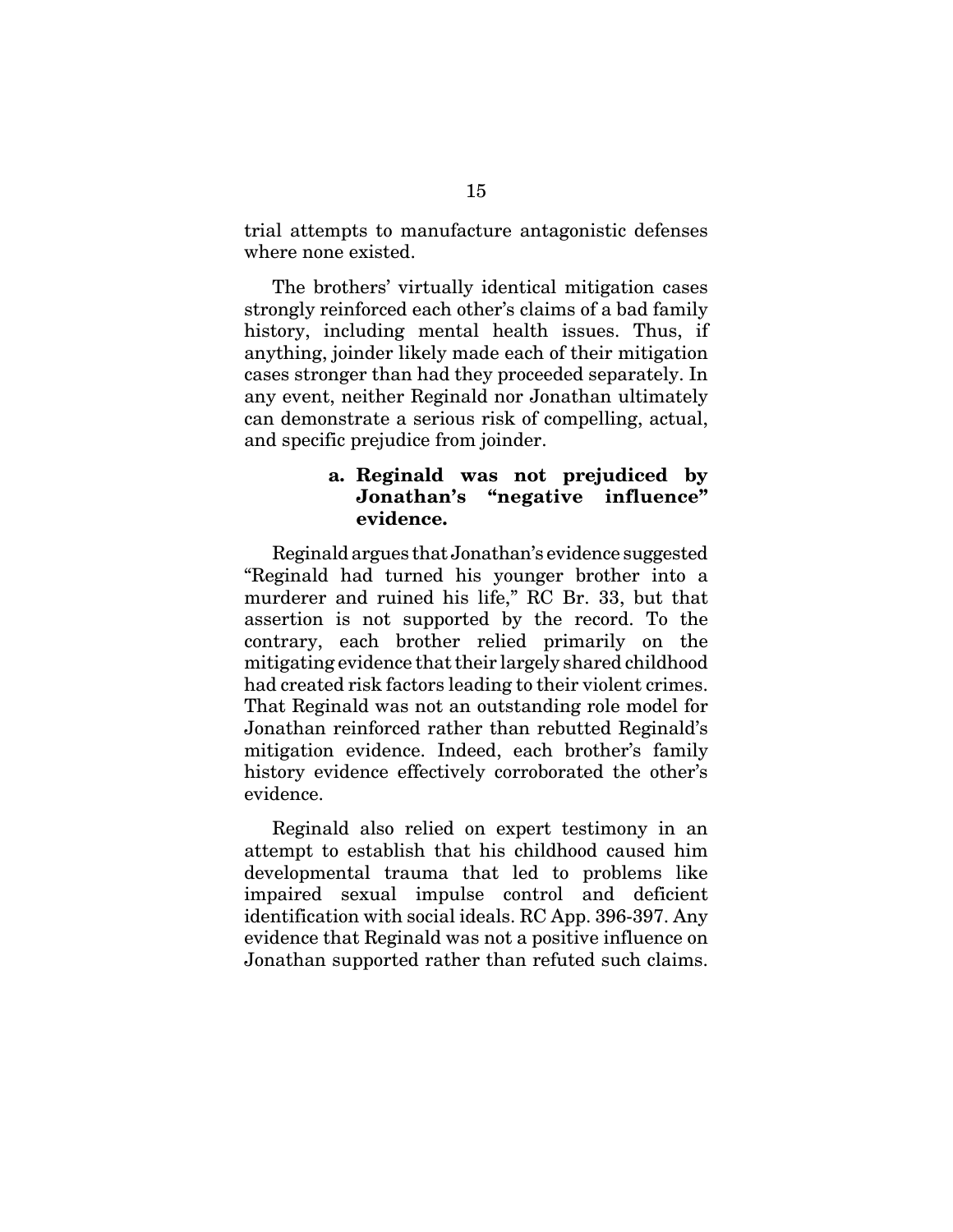trial attempts to manufacture antagonistic defenses where none existed.

The brothers' virtually identical mitigation cases strongly reinforced each other's claims of a bad family history, including mental health issues. Thus, if anything, joinder likely made each of their mitigation cases stronger than had they proceeded separately. In any event, neither Reginald nor Jonathan ultimately can demonstrate a serious risk of compelling, actual, and specific prejudice from joinder.

#### a. Reginald was not prejudiced by Jonathan's "negative influence" evidence.

Reginald argues that Jonathan's evidence suggested "Reginald had turned his younger brother into a murderer and ruined his life," RC Br. 33, but that assertion is not supported by the record. To the contrary, each brother relied primarily on the mitigating evidence that their largely shared childhood had created risk factors leading to their violent crimes. That Reginald was not an outstanding role model for Jonathan reinforced rather than rebutted Reginald's mitigation evidence. Indeed, each brother's family history evidence effectively corroborated the other's evidence.

Reginald also relied on expert testimony in an attempt to establish that his childhood caused him developmental trauma that led to problems like impaired sexual impulse control and deficient identification with social ideals. RC App. 396-397. Any evidence that Reginald was not a positive influence on Jonathan supported rather than refuted such claims.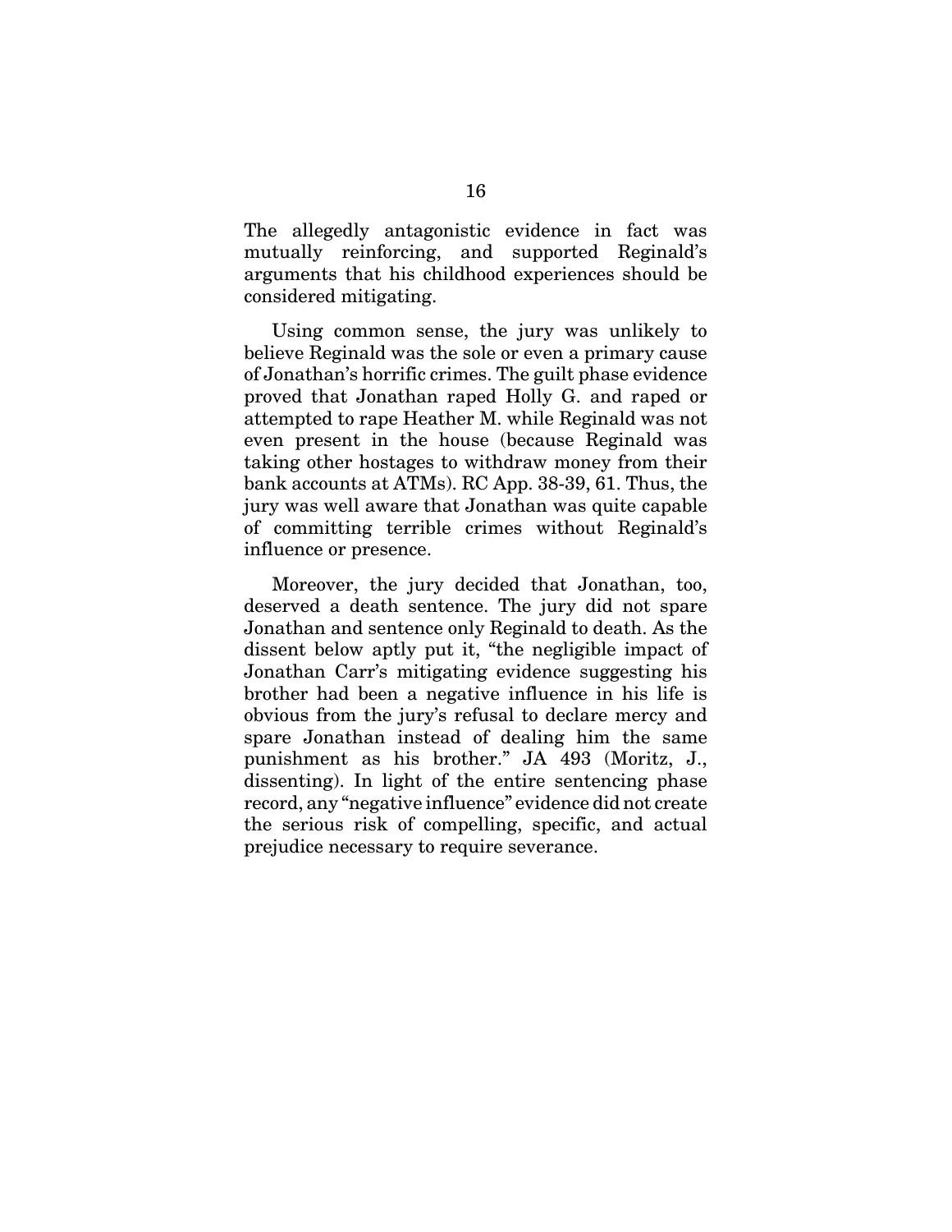The allegedly antagonistic evidence in fact was mutually reinforcing, and supported Reginald's arguments that his childhood experiences should be considered mitigating.

Using common sense, the jury was unlikely to believe Reginald was the sole or even a primary cause of Jonathan's horrific crimes. The guilt phase evidence proved that Jonathan raped Holly G. and raped or attempted to rape Heather M. while Reginald was not even present in the house (because Reginald was taking other hostages to withdraw money from their bank accounts at ATMs). RC App. 38-39, 61. Thus, the jury was well aware that Jonathan was quite capable of committing terrible crimes without Reginald's influence or presence.

Moreover, the jury decided that Jonathan, too, deserved a death sentence. The jury did not spare Jonathan and sentence only Reginald to death. As the dissent below aptly put it, "the negligible impact of Jonathan Carr's mitigating evidence suggesting his brother had been a negative influence in his life is obvious from the jury's refusal to declare mercy and spare Jonathan instead of dealing him the same punishment as his brother." JA 493 (Moritz, J., dissenting). In light of the entire sentencing phase record, any "negative influence" evidence did not create the serious risk of compelling, specific, and actual prejudice necessary to require severance.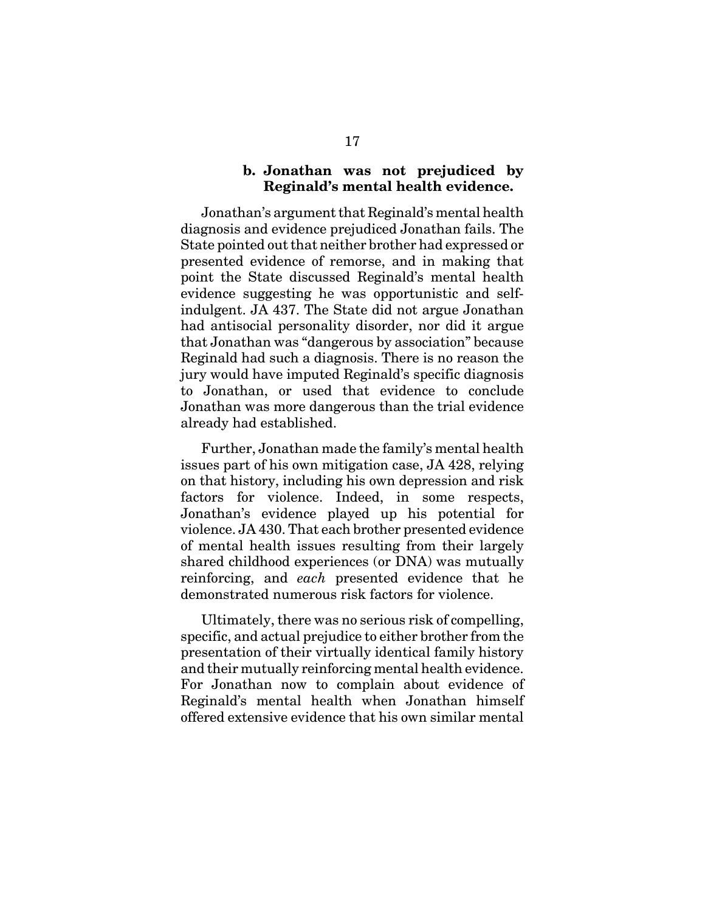### b. Jonathan was not prejudiced by Reginald's mental health evidence.

Jonathan's argument that Reginald's mental health diagnosis and evidence prejudiced Jonathan fails. The State pointed out that neither brother had expressed or presented evidence of remorse, and in making that point the State discussed Reginald's mental health evidence suggesting he was opportunistic and self-indulgent. JA 437. The State did not argue Jonathan had antisocial personality disorder, nor did it argue that Jonathan was "dangerous by association" because Reginald had such a diagnosis. There is no reason the jury would have imputed Reginald's specific diagnosis to Jonathan, or used that evidence to conclude Jonathan was more dangerous than the trial evidence already had established.

Further, Jonathan made the family's mental health issues part of his own mitigation case, JA 428, relying on that history, including his own depression and risk factors for violence. Indeed, in some respects, Jonathan's evidence played up his potential for violence. JA 430. That each brother presented evidence of mental health issues resulting from their largely shared childhood experiences (or DNA) was mutually reinforcing, and *each* presented evidence that he demonstrated numerous risk factors for violence.

Ultimately, there was no serious risk of compelling, specific, and actual prejudice to either brother from the presentation of their virtually identical family history and their mutually reinforcing mental health evidence. For Jonathan now to complain about evidence of Reginald's mental health when Jonathan himself offered extensive evidence that his own similar mental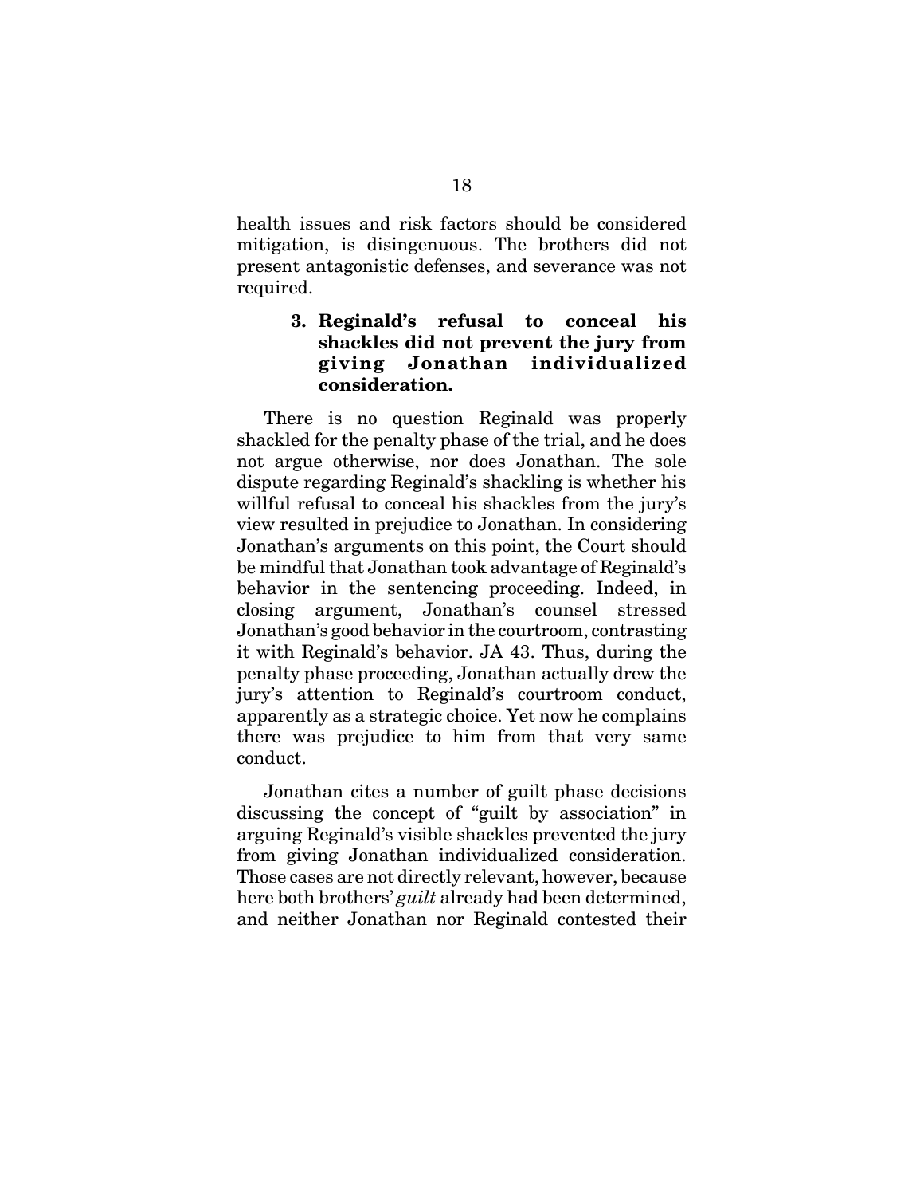health issues and risk factors should be considered mitigation, is disingenuous. The brothers did not present antagonistic defenses, and severance was not required.

### 3. Reginald's refusal to conceal his shackles did not prevent the jury from giving Jonathan individualized consideration.

There is no question Reginald was properly shackled for the penalty phase of the trial, and he does not argue otherwise, nor does Jonathan. The sole dispute regarding Reginald's shackling is whether his willful refusal to conceal his shackles from the jury's view resulted in prejudice to Jonathan. In considering Jonathan's arguments on this point, the Court should be mindful that Jonathan took advantage of Reginald's behavior in the sentencing proceeding. Indeed, in closing argument, Jonathan's counsel stressed Jonathan's good behavior in the courtroom, contrasting it with Reginald's behavior. JA 43. Thus, during the penalty phase proceeding, Jonathan actually drew the jury's attention to Reginald's courtroom conduct, apparently as a strategic choice. Yet now he complains there was prejudice to him from that very same conduct.

Jonathan cites a number of guilt phase decisions discussing the concept of "guilt by association" in arguing Reginald's visible shackles prevented the jury from giving Jonathan individualized consideration. Those cases are not directly relevant, however, because here both brothers' *guilt* already had been determined, and neither Jonathan nor Reginald contested their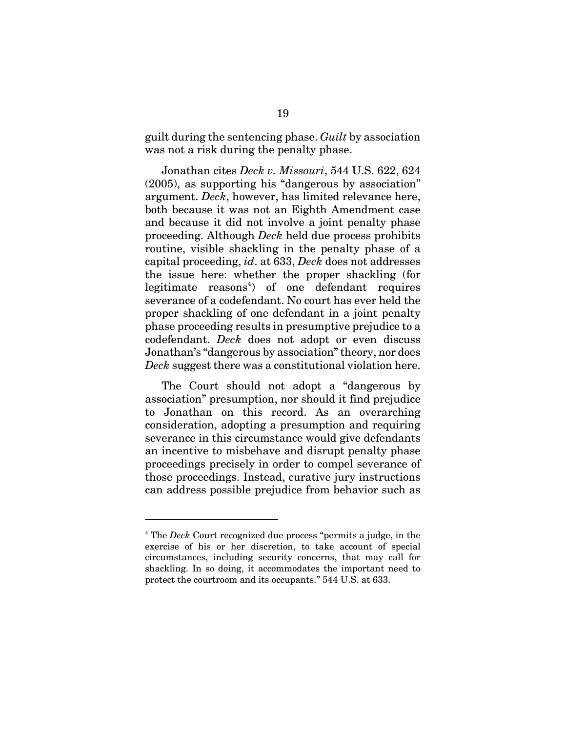guilt during the sentencing phase. *Guilt* by association was not a risk during the penalty phase.

Jonathan cites *Deck v. Missouri*, 544 U.S. 622, 624 (2005), as supporting his "dangerous by association" argument. *Deck*, however, has limited relevance here, both because it was not an Eighth Amendment case and because it did not involve a joint penalty phase proceeding. Although *Deck* held due process prohibits routine, visible shackling in the penalty phase of a capital proceeding, *id*. at 633, *Deck* does not addresses the issue here: whether the proper shackling (for legitimate reasons[4]) of one defendant requires severance of a codefendant. No court has ever held the proper shackling of one defendant in a joint penalty phase proceeding results in presumptive prejudice to a codefendant. *Deck* does not adopt or even discuss Jonathan's "dangerous by association" theory, nor does *Deck* suggest there was a constitutional violation here.

The Court should not adopt a "dangerous by association" presumption, nor should it find prejudice to Jonathan on this record. As an overarching consideration, adopting a presumption and requiring severance in this circumstance would give defendants an incentive to misbehave and disrupt penalty phase proceedings precisely in order to compel severance of those proceedings. Instead, curative jury instructions can address possible prejudice from behavior such as

---

[4] The *Deck* Court recognized due process "permits a judge, in the exercise of his or her discretion, to take account of special circumstances, including security concerns, that may call for shackling. In so doing, it accommodates the important need to protect the courtroom and its occupants." 544 U.S. at 633.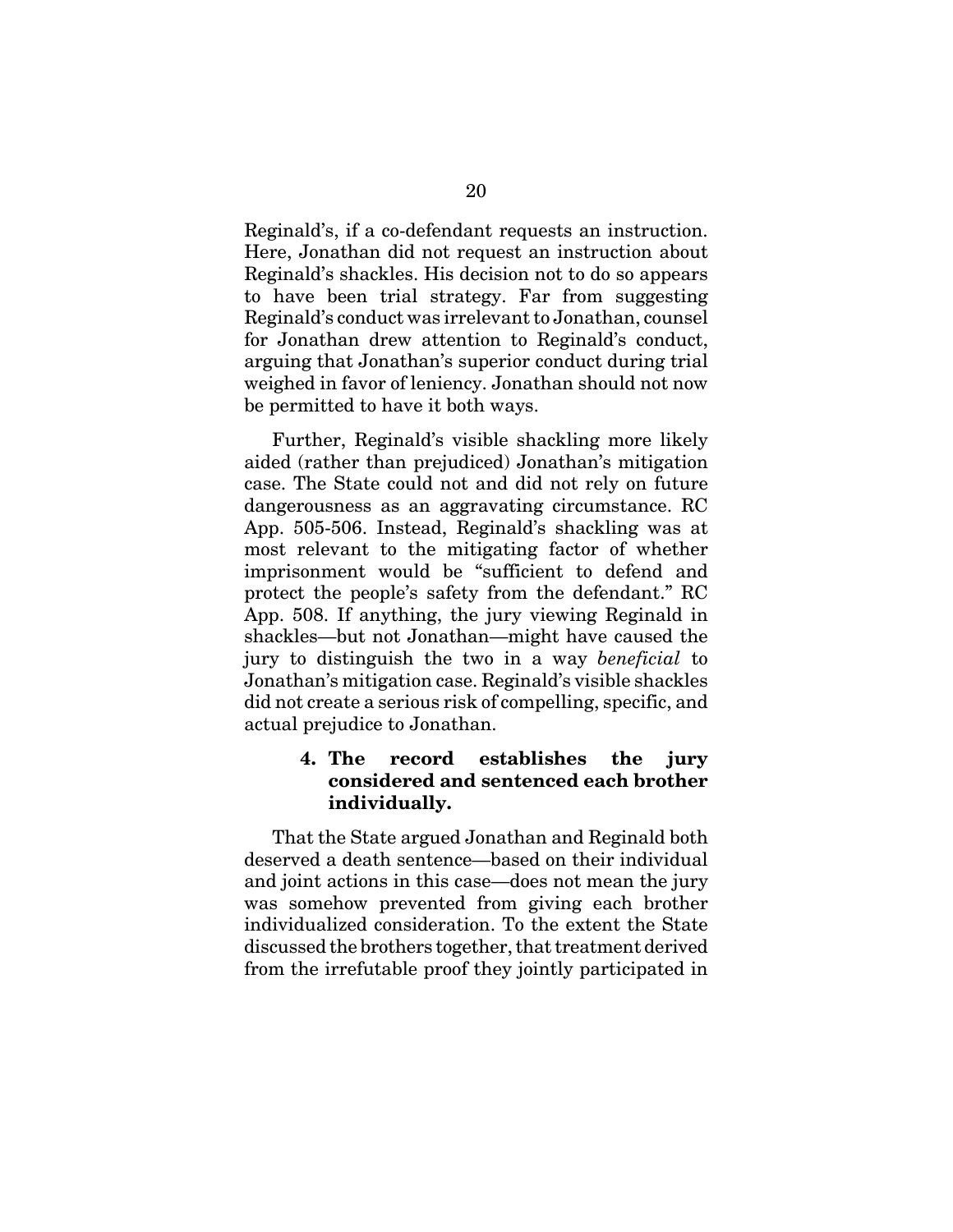Reginald's, if a co-defendant requests an instruction. Here, Jonathan did not request an instruction about Reginald's shackles. His decision not to do so appears to have been trial strategy. Far from suggesting Reginald's conduct was irrelevant to Jonathan, counsel for Jonathan drew attention to Reginald's conduct, arguing that Jonathan's superior conduct during trial weighed in favor of leniency. Jonathan should not now be permitted to have it both ways.

Further, Reginald's visible shackling more likely aided (rather than prejudiced) Jonathan's mitigation case. The State could not and did not rely on future dangerousness as an aggravating circumstance. RC App. 505-506. Instead, Reginald's shackling was at most relevant to the mitigating factor of whether imprisonment would be "sufficient to defend and protect the people's safety from the defendant." RC App. 508. If anything, the jury viewing Reginald in shackles—but not Jonathan—might have caused the jury to distinguish the two in a way *beneficial* to Jonathan's mitigation case. Reginald's visible shackles did not create a serious risk of compelling, specific, and actual prejudice to Jonathan.

#### 4. The record establishes the jury considered and sentenced each brother individually.

That the State argued Jonathan and Reginald both deserved a death sentence—based on their individual and joint actions in this case—does not mean the jury was somehow prevented from giving each brother individualized consideration. To the extent the State discussed the brothers together, that treatment derived from the irrefutable proof they jointly participated in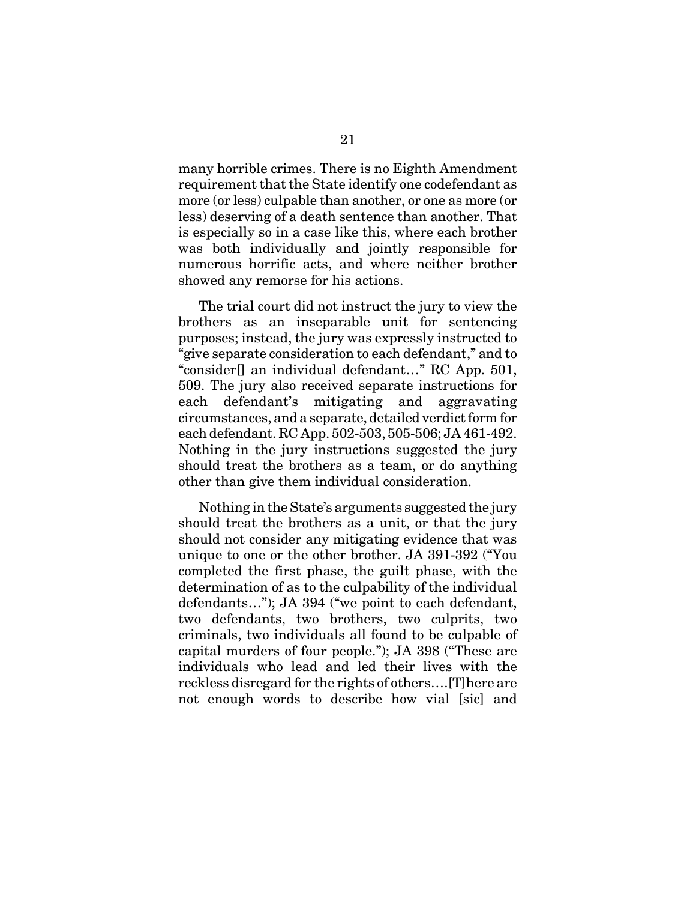many horrible crimes. There is no Eighth Amendment requirement that the State identify one codefendant as more (or less) culpable than another, or one as more (or less) deserving of a death sentence than another. That is especially so in a case like this, where each brother was both individually and jointly responsible for numerous horrific acts, and where neither brother showed any remorse for his actions.

The trial court did not instruct the jury to view the brothers as an inseparable unit for sentencing purposes; instead, the jury was expressly instructed to "give separate consideration to each defendant," and to "consider[] an individual defendant…" RC App. 501, 509. The jury also received separate instructions for each defendant's mitigating and aggravating circumstances, and a separate, detailed verdict form for each defendant. RC App. 502-503, 505-506; JA 461-492. Nothing in the jury instructions suggested the jury should treat the brothers as a team, or do anything other than give them individual consideration.

Nothing in the State's arguments suggested the jury should treat the brothers as a unit, or that the jury should not consider any mitigating evidence that was unique to one or the other brother. JA 391-392 ("You completed the first phase, the guilt phase, with the determination of as to the culpability of the individual defendants…"); JA 394 ("we point to each defendant, two defendants, two brothers, two culprits, two criminals, two individuals all found to be culpable of capital murders of four people."); JA 398 ("These are individuals who lead and led their lives with the reckless disregard for the rights of others….[T]here are not enough words to describe how vial [sic] and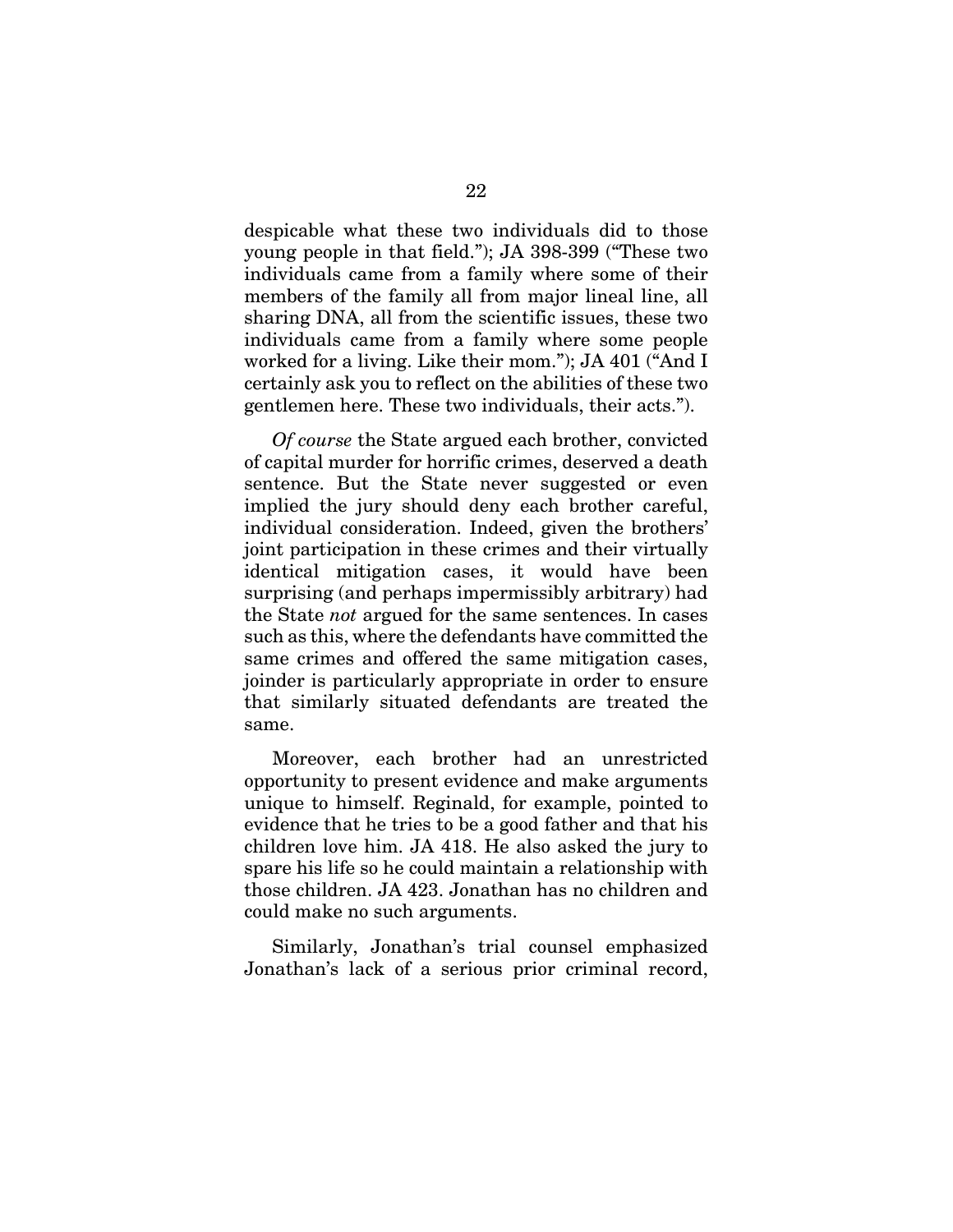despicable what these two individuals did to those young people in that field."); JA 398-399 ("These two individuals came from a family where some of their members of the family all from major lineal line, all sharing DNA, all from the scientific issues, these two individuals came from a family where some people worked for a living. Like their mom."); JA 401 ("And I certainly ask you to reflect on the abilities of these two gentlemen here. These two individuals, their acts.").

*Of course* the State argued each brother, convicted of capital murder for horrific crimes, deserved a death sentence. But the State never suggested or even implied the jury should deny each brother careful, individual consideration. Indeed, given the brothers' joint participation in these crimes and their virtually identical mitigation cases, it would have been surprising (and perhaps impermissibly arbitrary) had the State *not* argued for the same sentences. In cases such as this, where the defendants have committed the same crimes and offered the same mitigation cases, joinder is particularly appropriate in order to ensure that similarly situated defendants are treated the same.

Moreover, each brother had an unrestricted opportunity to present evidence and make arguments unique to himself. Reginald, for example, pointed to evidence that he tries to be a good father and that his children love him. JA 418. He also asked the jury to spare his life so he could maintain a relationship with those children. JA 423. Jonathan has no children and could make no such arguments.

Similarly, Jonathan's trial counsel emphasized Jonathan's lack of a serious prior criminal record,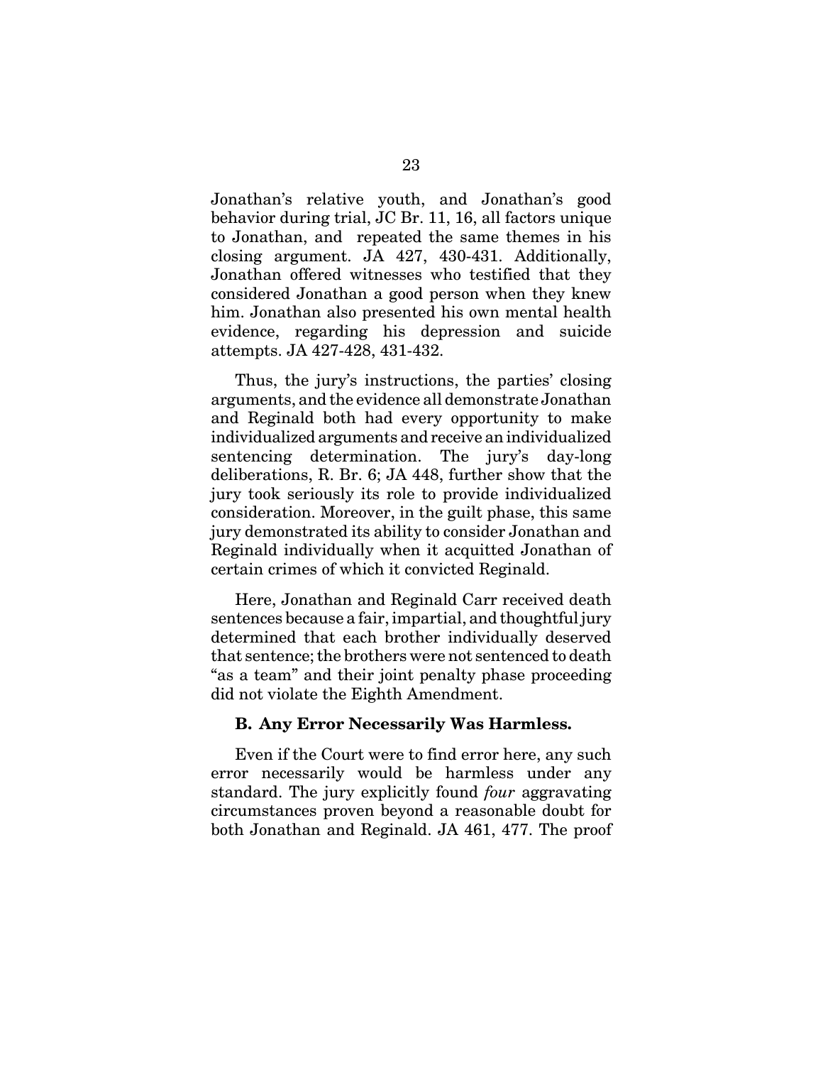Jonathan's relative youth, and Jonathan's good behavior during trial, JC Br. 11, 16, all factors unique to Jonathan, and repeated the same themes in his closing argument. JA 427, 430-431. Additionally, Jonathan offered witnesses who testified that they considered Jonathan a good person when they knew him. Jonathan also presented his own mental health evidence, regarding his depression and suicide attempts. JA 427-428, 431-432.

Thus, the jury's instructions, the parties' closing arguments, and the evidence all demonstrate Jonathan and Reginald both had every opportunity to make individualized arguments and receive an individualized sentencing determination. The jury's day-long deliberations, R. Br. 6; JA 448, further show that the jury took seriously its role to provide individualized consideration. Moreover, in the guilt phase, this same jury demonstrated its ability to consider Jonathan and Reginald individually when it acquitted Jonathan of certain crimes of which it convicted Reginald.

Here, Jonathan and Reginald Carr received death sentences because a fair, impartial, and thoughtful jury determined that each brother individually deserved that sentence; the brothers were not sentenced to death "as a team" and their joint penalty phase proceeding did not violate the Eighth Amendment.

### B. Any Error Necessarily Was Harmless.

Even if the Court were to find error here, any such error necessarily would be harmless under any standard. The jury explicitly found *four* aggravating circumstances proven beyond a reasonable doubt for both Jonathan and Reginald. JA 461, 477. The proof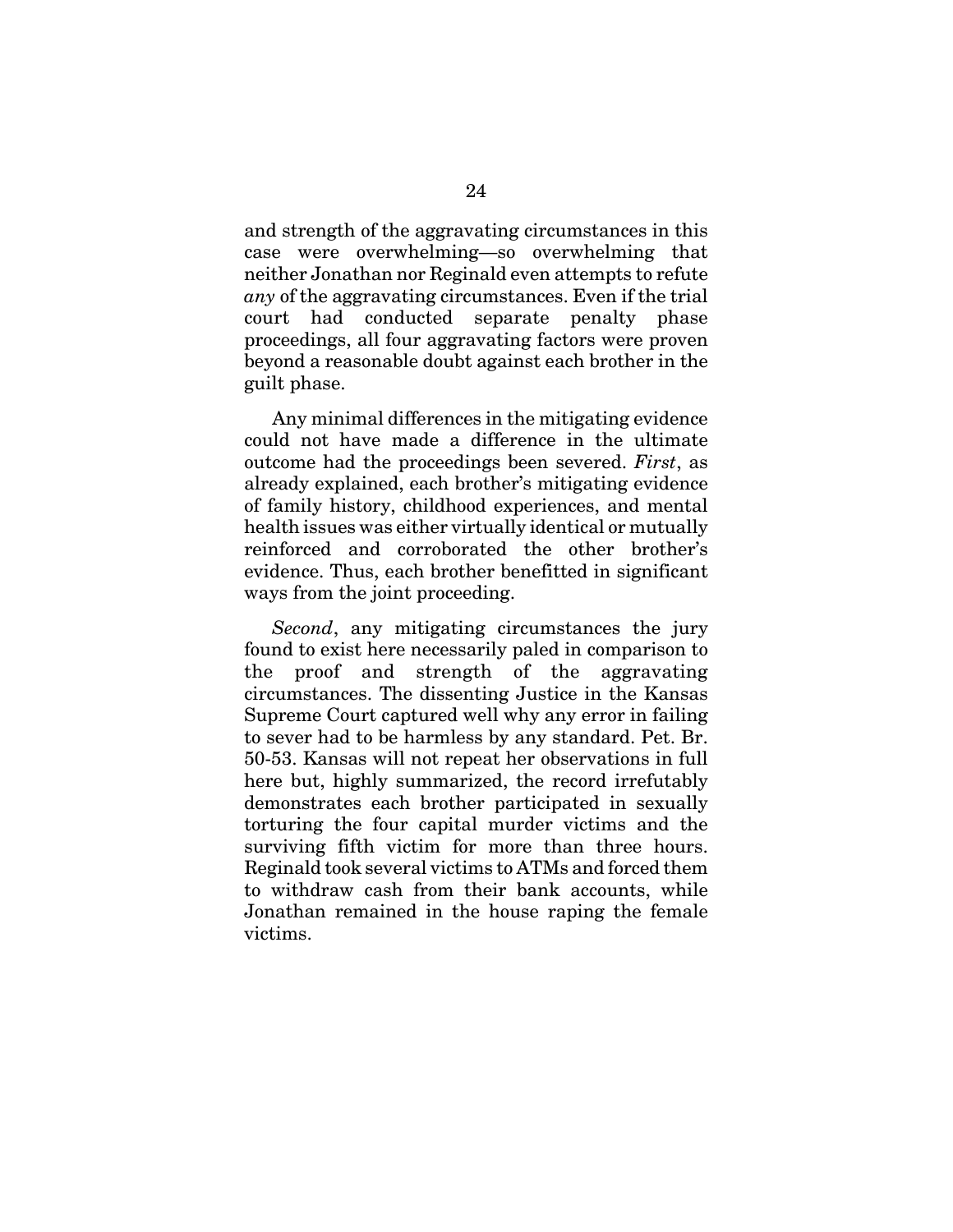and strength of the aggravating circumstances in this case were overwhelming—so overwhelming that neither Jonathan nor Reginald even attempts to refute *any* of the aggravating circumstances. Even if the trial court had conducted separate penalty phase proceedings, all four aggravating factors were proven beyond a reasonable doubt against each brother in the guilt phase.

Any minimal differences in the mitigating evidence could not have made a difference in the ultimate outcome had the proceedings been severed. *First*, as already explained, each brother's mitigating evidence of family history, childhood experiences, and mental health issues was either virtually identical or mutually reinforced and corroborated the other brother's evidence. Thus, each brother benefitted in significant ways from the joint proceeding.

*Second*, any mitigating circumstances the jury found to exist here necessarily paled in comparison to the proof and strength of the aggravating circumstances. The dissenting Justice in the Kansas Supreme Court captured well why any error in failing to sever had to be harmless by any standard. Pet. Br. 50-53. Kansas will not repeat her observations in full here but, highly summarized, the record irrefutably demonstrates each brother participated in sexually torturing the four capital murder victims and the surviving fifth victim for more than three hours. Reginald took several victims to ATMs and forced them to withdraw cash from their bank accounts, while Jonathan remained in the house raping the female victims.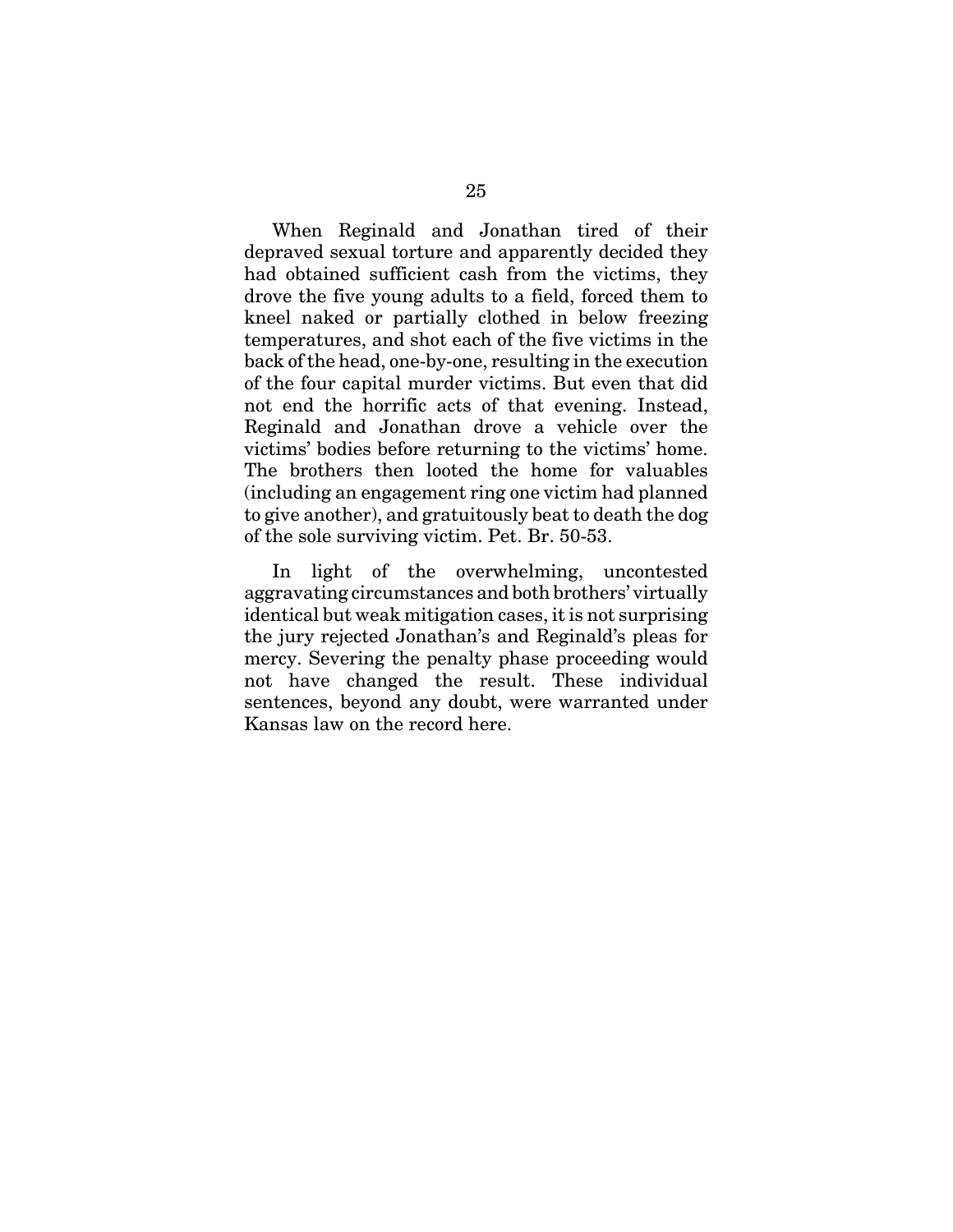When Reginald and Jonathan tired of their depraved sexual torture and apparently decided they had obtained sufficient cash from the victims, they drove the five young adults to a field, forced them to kneel naked or partially clothed in below freezing temperatures, and shot each of the five victims in the back of the head, one-by-one, resulting in the execution of the four capital murder victims. But even that did not end the horrific acts of that evening. Instead, Reginald and Jonathan drove a vehicle over the victims' bodies before returning to the victims' home. The brothers then looted the home for valuables (including an engagement ring one victim had planned to give another), and gratuitously beat to death the dog of the sole surviving victim. Pet. Br. 50-53.

In light of the overwhelming, uncontested aggravating circumstances and both brothers' virtually identical but weak mitigation cases, it is not surprising the jury rejected Jonathan's and Reginald's pleas for mercy. Severing the penalty phase proceeding would not have changed the result. These individual sentences, beyond any doubt, were warranted under Kansas law on the record here.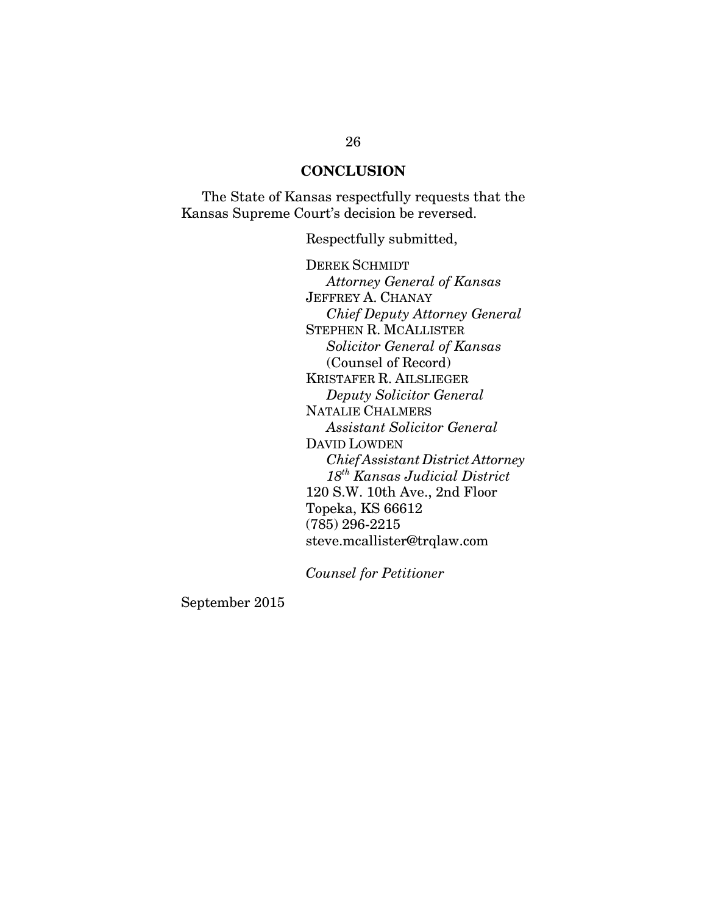## CONCLUSION

The State of Kansas respectfully requests that the Kansas Supreme Court's decision be reversed.

Respectfully submitted,

DEREK SCHMIDT
*Attorney General of Kansas*
JEFFREY A. CHANAY
*Chief Deputy Attorney General*
STEPHEN R. MCALLISTER
*Solicitor General of Kansas*
(Counsel of Record)
KRISTAFER R. AILSLIEGER
*Deputy Solicitor General*
NATALIE CHALMERS
*Assistant Solicitor General*
DAVID LOWDEN
*Chief Assistant District Attorney*
*18th Kansas Judicial District*
120 S.W. 10th Ave., 2nd Floor
Topeka, KS 66612
(785) 296-2215
steve.mcallister@trqlaw.com

*Counsel for Petitioner*

September 2015